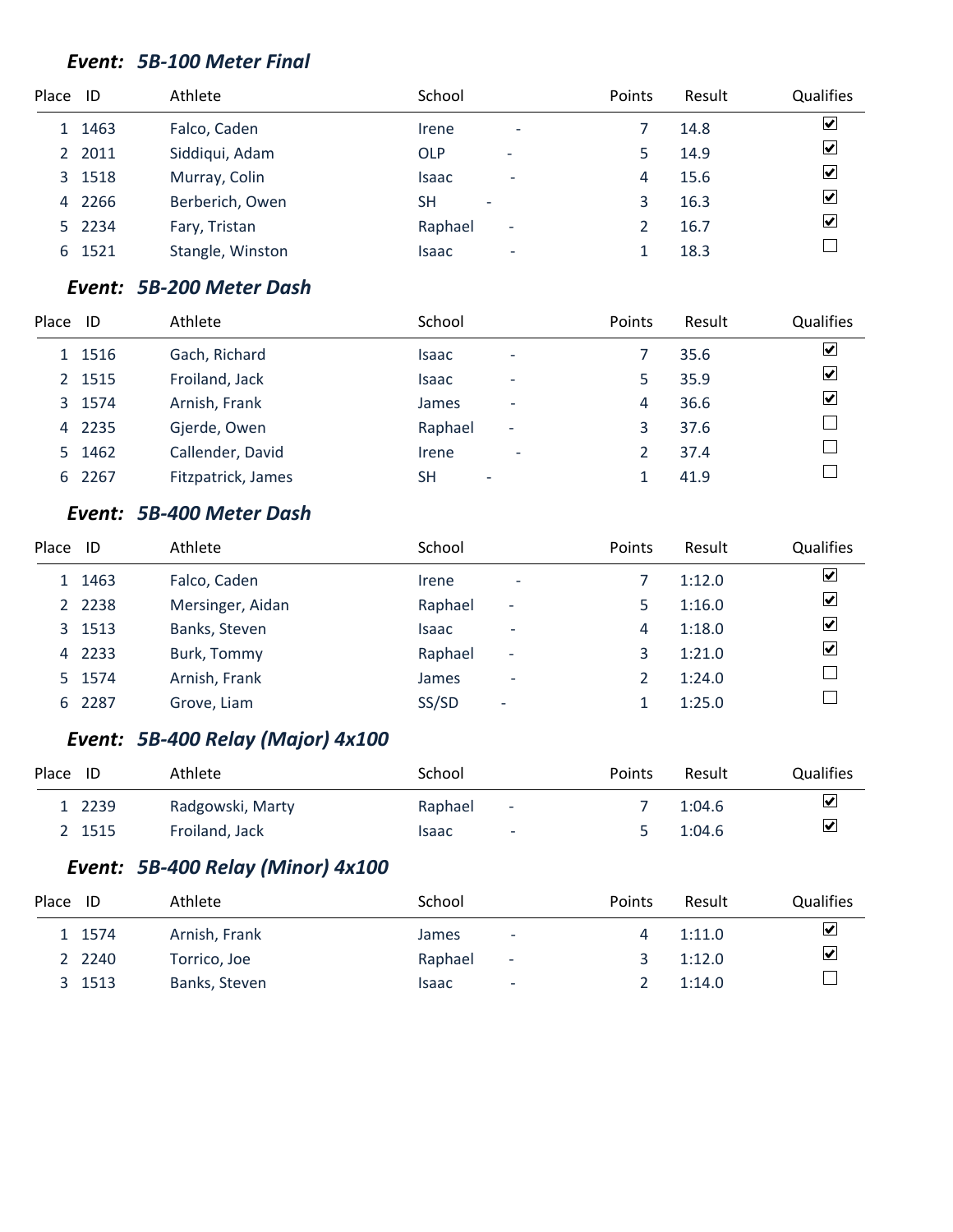### *Event: 5B-100 Meter Final*

| Place | ID | Athlete | School | | Points | Result | Qualifies |
|---|---|---|---|---|---|---|---|
| 1 | 1463 | Falco, Caden | Irene | - | 7 | 14.8 | ☑ |
| 2 | 2011 | Siddiqui, Adam | OLP | - | 5 | 14.9 | ☑ |
| 3 | 1518 | Murray, Colin | Isaac | - | 4 | 15.6 | ☑ |
| 4 | 2266 | Berberich, Owen | SH | - | 3 | 16.3 | ☑ |
| 5 | 2234 | Fary, Tristan | Raphael | - | 2 | 16.7 | ☑ |
| 6 | 1521 | Stangle, Winston | Isaac | - | 1 | 18.3 | ☐ |

### *Event: 5B-200 Meter Dash*

| Place | ID | Athlete | School | | Points | Result | Qualifies |
|---|---|---|---|---|---|---|---|
| 1 | 1516 | Gach, Richard | Isaac | - | 7 | 35.6 | ☑ |
| 2 | 1515 | Froiland, Jack | Isaac | - | 5 | 35.9 | ☑ |
| 3 | 1574 | Arnish, Frank | James | - | 4 | 36.6 | ☑ |
| 4 | 2235 | Gjerde, Owen | Raphael | - | 3 | 37.6 | ☐ |
| 5 | 1462 | Callender, David | Irene | - | 2 | 37.4 | ☐ |
| 6 | 2267 | Fitzpatrick, James | SH | - | 1 | 41.9 | ☐ |

### *Event: 5B-400 Meter Dash*

| Place | ID | Athlete | School | | Points | Result | Qualifies |
|---|---|---|---|---|---|---|---|
| 1 | 1463 | Falco, Caden | Irene | - | 7 | 1:12.0 | ☑ |
| 2 | 2238 | Mersinger, Aidan | Raphael | - | 5 | 1:16.0 | ☑ |
| 3 | 1513 | Banks, Steven | Isaac | - | 4 | 1:18.0 | ☑ |
| 4 | 2233 | Burk, Tommy | Raphael | - | 3 | 1:21.0 | ☑ |
| 5 | 1574 | Arnish, Frank | James | - | 2 | 1:24.0 | ☐ |
| 6 | 2287 | Grove, Liam | SS/SD | - | 1 | 1:25.0 | ☐ |

### *Event: 5B-400 Relay (Major) 4x100*

| Place | ID | Athlete | School | | Points | Result | Qualifies |
|---|---|---|---|---|---|---|---|
| 1 | 2239 | Radgowski, Marty | Raphael | - | 7 | 1:04.6 | ☑ |
| 2 | 1515 | Froiland, Jack | Isaac | - | 5 | 1:04.6 | ☑ |

### *Event: 5B-400 Relay (Minor) 4x100*

| Place | ID | Athlete | School | | Points | Result | Qualifies |
|---|---|---|---|---|---|---|---|
| 1 | 1574 | Arnish, Frank | James | - | 4 | 1:11.0 | ☑ |
| 2 | 2240 | Torrico, Joe | Raphael | - | 3 | 1:12.0 | ☑ |
| 3 | 1513 | Banks, Steven | Isaac | - | 2 | 1:14.0 | ☐ |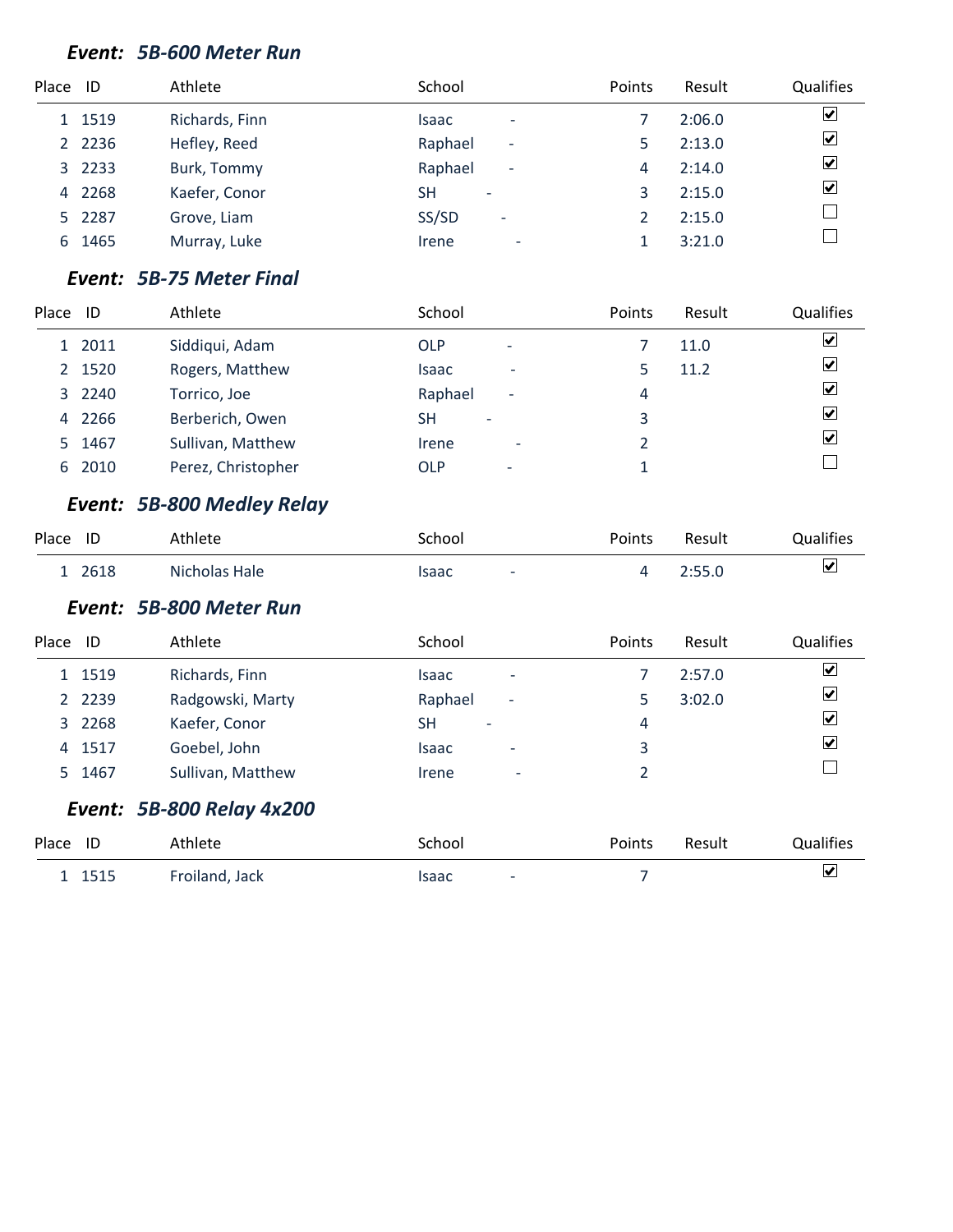### *Event: 5B-600 Meter Run*

| Place | ID | Athlete | School | | Points | Result | Qualifies |
|---|---|---|---|---|---|---|---|
| 1 | 1519 | Richards, Finn | Isaac | - | 7 | 2:06.0 | ☑ |
| 2 | 2236 | Hefley, Reed | Raphael | - | 5 | 2:13.0 | ☑ |
| 3 | 2233 | Burk, Tommy | Raphael | - | 4 | 2:14.0 | ☑ |
| 4 | 2268 | Kaefer, Conor | SH | - | 3 | 2:15.0 | ☑ |
| 5 | 2287 | Grove, Liam | SS/SD | - | 2 | 2:15.0 | ☐ |
| 6 | 1465 | Murray, Luke | Irene | - | 1 | 3:21.0 | ☐ |

### *Event: 5B-75 Meter Final*

| Place | ID | Athlete | School | | Points | Result | Qualifies |
|---|---|---|---|---|---|---|---|
| 1 | 2011 | Siddiqui, Adam | OLP | - | 7 | 11.0 | ☑ |
| 2 | 1520 | Rogers, Matthew | Isaac | - | 5 | 11.2 | ☑ |
| 3 | 2240 | Torrico, Joe | Raphael | - | 4 | | ☑ |
| 4 | 2266 | Berberich, Owen | SH | - | 3 | | ☑ |
| 5 | 1467 | Sullivan, Matthew | Irene | - | 2 | | ☑ |
| 6 | 2010 | Perez, Christopher | OLP | - | 1 | | ☐ |

### *Event: 5B-800 Medley Relay*

| Place | ID | Athlete | School | | Points | Result | Qualifies |
|---|---|---|---|---|---|---|---|
| 1 | 2618 | Nicholas Hale | Isaac | - | 4 | 2:55.0 | ☑ |

### *Event: 5B-800 Meter Run*

| Place | ID | Athlete | School | | Points | Result | Qualifies |
|---|---|---|---|---|---|---|---|
| 1 | 1519 | Richards, Finn | Isaac | - | 7 | 2:57.0 | ☑ |
| 2 | 2239 | Radgowski, Marty | Raphael | - | 5 | 3:02.0 | ☑ |
| 3 | 2268 | Kaefer, Conor | SH | - | 4 | | ☑ |
| 4 | 1517 | Goebel, John | Isaac | - | 3 | | ☑ |
| 5 | 1467 | Sullivan, Matthew | Irene | - | 2 | | ☐ |

### *Event: 5B-800 Relay 4x200*

| Place | ID | Athlete | School | | Points | Result | Qualifies |
|---|---|---|---|---|---|---|---|
| 1 | 1515 | Froiland, Jack | Isaac | - | 7 | | ☑ |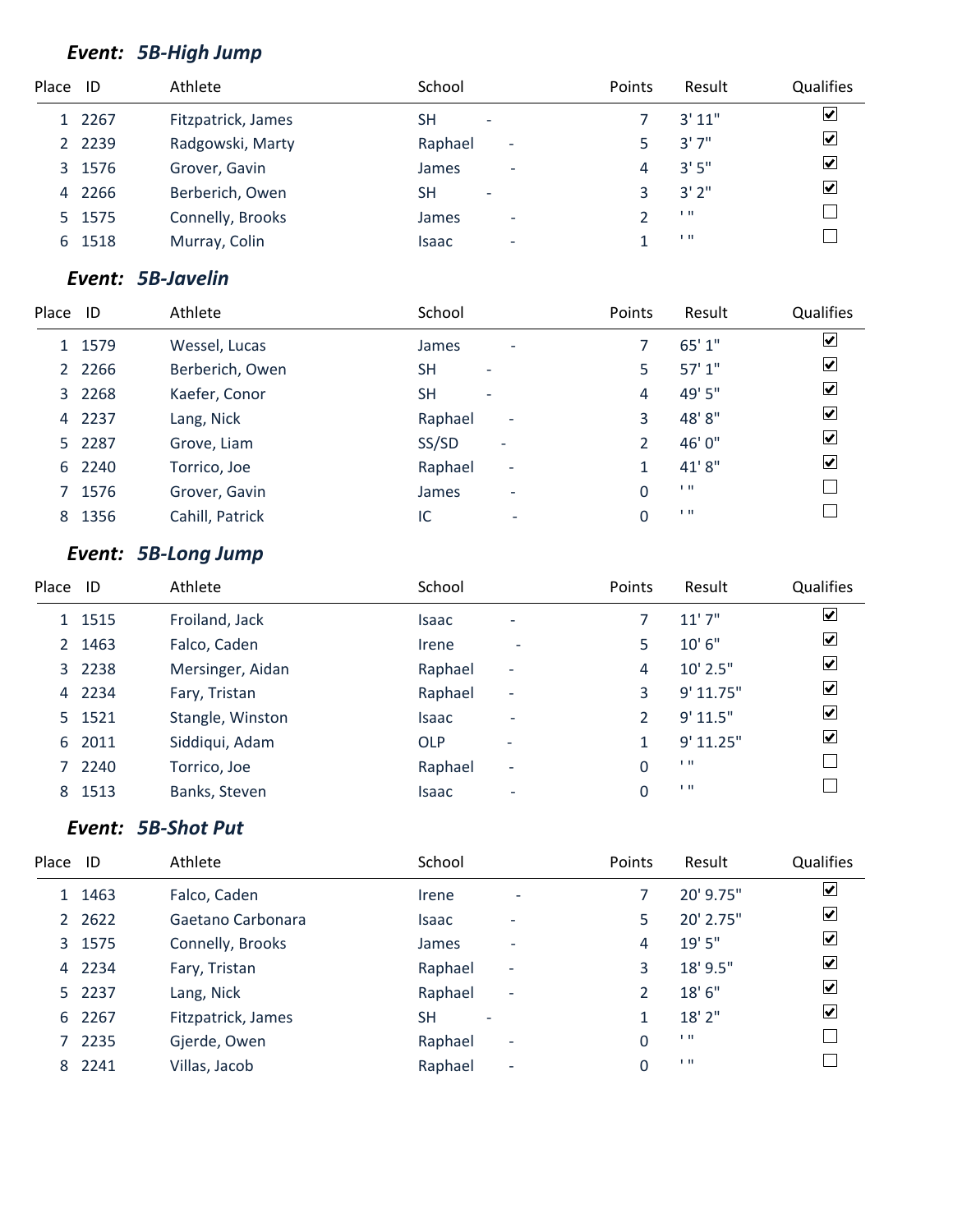### *Event: 5B-High Jump*

| Place | ID | Athlete | School | | Points | Result | Qualifies |
|---|---|---|---|---|---|---|---|
| 1 | 2267 | Fitzpatrick, James | SH | - | 7 | 3' 11" | ☑ |
| 2 | 2239 | Radgowski, Marty | Raphael | - | 5 | 3' 7" | ☑ |
| 3 | 1576 | Grover, Gavin | James | - | 4 | 3' 5" | ☑ |
| 4 | 2266 | Berberich, Owen | SH | - | 3 | 3' 2" | ☑ |
| 5 | 1575 | Connelly, Brooks | James | - | 2 | ' " | ☐ |
| 6 | 1518 | Murray, Colin | Isaac | - | 1 | ' " | ☐ |

### *Event: 5B-Javelin*

| Place | ID | Athlete | School | | Points | Result | Qualifies |
|---|---|---|---|---|---|---|---|
| 1 | 1579 | Wessel, Lucas | James | - | 7 | 65' 1" | ☑ |
| 2 | 2266 | Berberich, Owen | SH | - | 5 | 57' 1" | ☑ |
| 3 | 2268 | Kaefer, Conor | SH | - | 4 | 49' 5" | ☑ |
| 4 | 2237 | Lang, Nick | Raphael | - | 3 | 48' 8" | ☑ |
| 5 | 2287 | Grove, Liam | SS/SD | - | 2 | 46' 0" | ☑ |
| 6 | 2240 | Torrico, Joe | Raphael | - | 1 | 41' 8" | ☑ |
| 7 | 1576 | Grover, Gavin | James | - | 0 | ' " | ☐ |
| 8 | 1356 | Cahill, Patrick | IC | - | 0 | ' " | ☐ |

### *Event: 5B-Long Jump*

| Place | ID | Athlete | School | | Points | Result | Qualifies |
|---|---|---|---|---|---|---|---|
| 1 | 1515 | Froiland, Jack | Isaac | - | 7 | 11' 7" | ☑ |
| 2 | 1463 | Falco, Caden | Irene | - | 5 | 10' 6" | ☑ |
| 3 | 2238 | Mersinger, Aidan | Raphael | - | 4 | 10' 2.5" | ☑ |
| 4 | 2234 | Fary, Tristan | Raphael | - | 3 | 9' 11.75" | ☑ |
| 5 | 1521 | Stangle, Winston | Isaac | - | 2 | 9' 11.5" | ☑ |
| 6 | 2011 | Siddiqui, Adam | OLP | - | 1 | 9' 11.25" | ☑ |
| 7 | 2240 | Torrico, Joe | Raphael | - | 0 | ' " | ☐ |
| 8 | 1513 | Banks, Steven | Isaac | - | 0 | ' " | ☐ |

### *Event: 5B-Shot Put*

| Place | ID | Athlete | School | | Points | Result | Qualifies |
|---|---|---|---|---|---|---|---|
| 1 | 1463 | Falco, Caden | Irene | - | 7 | 20' 9.75" | ☑ |
| 2 | 2622 | Gaetano Carbonara | Isaac | - | 5 | 20' 2.75" | ☑ |
| 3 | 1575 | Connelly, Brooks | James | - | 4 | 19' 5" | ☑ |
| 4 | 2234 | Fary, Tristan | Raphael | - | 3 | 18' 9.5" | ☑ |
| 5 | 2237 | Lang, Nick | Raphael | - | 2 | 18' 6" | ☑ |
| 6 | 2267 | Fitzpatrick, James | SH | - | 1 | 18' 2" | ☑ |
| 7 | 2235 | Gjerde, Owen | Raphael | - | 0 | ' " | ☐ |
| 8 | 2241 | Villas, Jacob | Raphael | - | 0 | ' " | ☐ |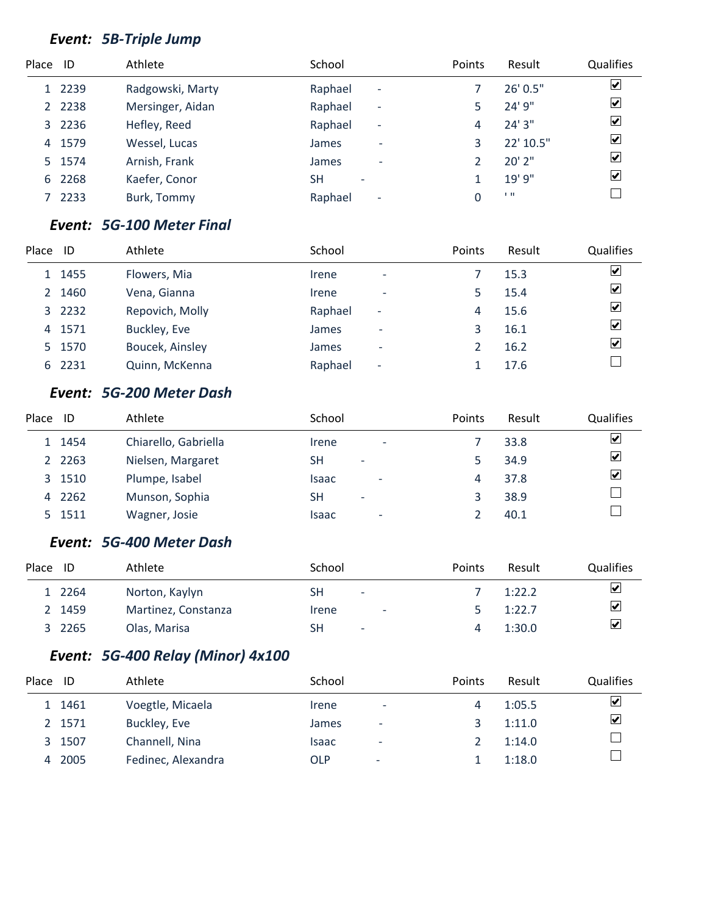### *Event: 5B-Triple Jump*

| Place | ID | Athlete | School | | Points | Result | Qualifies |
|---|---|---|---|---|---|---|---|
| 1 | 2239 | Radgowski, Marty | Raphael | - | 7 | 26' 0.5" | ☑ |
| 2 | 2238 | Mersinger, Aidan | Raphael | - | 5 | 24' 9" | ☑ |
| 3 | 2236 | Hefley, Reed | Raphael | - | 4 | 24' 3" | ☑ |
| 4 | 1579 | Wessel, Lucas | James | - | 3 | 22' 10.5" | ☑ |
| 5 | 1574 | Arnish, Frank | James | - | 2 | 20' 2" | ☑ |
| 6 | 2268 | Kaefer, Conor | SH | - | 1 | 19' 9" | ☑ |
| 7 | 2233 | Burk, Tommy | Raphael | - | 0 | ' " | ☐ |

### *Event: 5G-100 Meter Final*

| Place | ID | Athlete | School | | Points | Result | Qualifies |
|---|---|---|---|---|---|---|---|
| 1 | 1455 | Flowers, Mia | Irene | - | 7 | 15.3 | ☑ |
| 2 | 1460 | Vena, Gianna | Irene | - | 5 | 15.4 | ☑ |
| 3 | 2232 | Repovich, Molly | Raphael | - | 4 | 15.6 | ☑ |
| 4 | 1571 | Buckley, Eve | James | - | 3 | 16.1 | ☑ |
| 5 | 1570 | Boucek, Ainsley | James | - | 2 | 16.2 | ☑ |
| 6 | 2231 | Quinn, McKenna | Raphael | - | 1 | 17.6 | ☐ |

### *Event: 5G-200 Meter Dash*

| Place | ID | Athlete | School | | Points | Result | Qualifies |
|---|---|---|---|---|---|---|---|
| 1 | 1454 | Chiarello, Gabriella | Irene | - | 7 | 33.8 | ☑ |
| 2 | 2263 | Nielsen, Margaret | SH | - | 5 | 34.9 | ☑ |
| 3 | 1510 | Plumpe, Isabel | Isaac | - | 4 | 37.8 | ☑ |
| 4 | 2262 | Munson, Sophia | SH | - | 3 | 38.9 | ☐ |
| 5 | 1511 | Wagner, Josie | Isaac | - | 2 | 40.1 | ☐ |

### *Event: 5G-400 Meter Dash*

| Place | ID | Athlete | School | | Points | Result | Qualifies |
|---|---|---|---|---|---|---|---|
| 1 | 2264 | Norton, Kaylyn | SH | - | 7 | 1:22.2 | ☑ |
| 2 | 1459 | Martinez, Constanza | Irene | - | 5 | 1:22.7 | ☑ |
| 3 | 2265 | Olas, Marisa | SH | - | 4 | 1:30.0 | ☑ |

### *Event: 5G-400 Relay (Minor) 4x100*

| Place | ID | Athlete | School | | Points | Result | Qualifies |
|---|---|---|---|---|---|---|---|
| 1 | 1461 | Voegtle, Micaela | Irene | - | 4 | 1:05.5 | ☑ |
| 2 | 1571 | Buckley, Eve | James | - | 3 | 1:11.0 | ☑ |
| 3 | 1507 | Channell, Nina | Isaac | - | 2 | 1:14.0 | ☐ |
| 4 | 2005 | Fedinec, Alexandra | OLP | - | 1 | 1:18.0 | ☐ |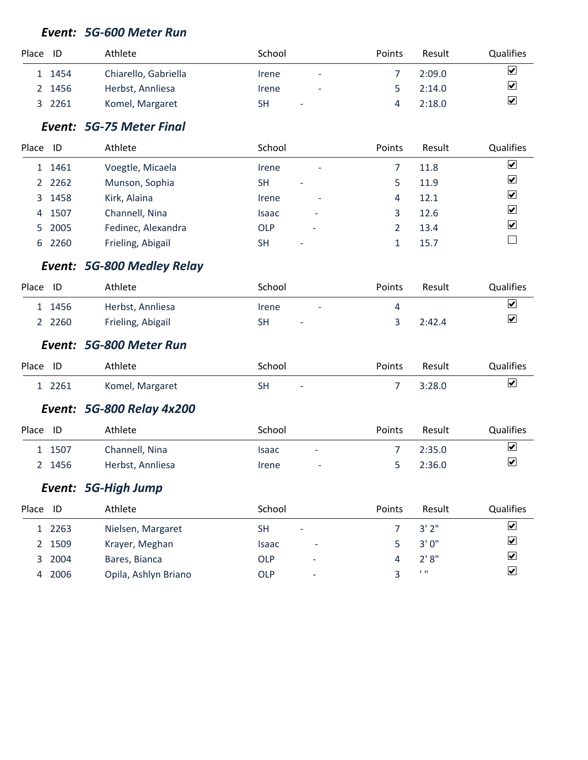### *Event: 5G-600 Meter Run*

| Place | ID | Athlete | School | | Points | Result | Qualifies |
|---|---|---|---|---|---|---|---|
| 1 | 1454 | Chiarello, Gabriella | Irene | - | 7 | 2:09.0 | ☑ |
| 2 | 1456 | Herbst, Annliesa | Irene | - | 5 | 2:14.0 | ☑ |
| 3 | 2261 | Komel, Margaret | SH | - | 4 | 2:18.0 | ☑ |

### *Event: 5G-75 Meter Final*

| Place | ID | Athlete | School | | Points | Result | Qualifies |
|---|---|---|---|---|---|---|---|
| 1 | 1461 | Voegtle, Micaela | Irene | - | 7 | 11.8 | ☑ |
| 2 | 2262 | Munson, Sophia | SH | - | 5 | 11.9 | ☑ |
| 3 | 1458 | Kirk, Alaina | Irene | - | 4 | 12.1 | ☑ |
| 4 | 1507 | Channell, Nina | Isaac | - | 3 | 12.6 | ☑ |
| 5 | 2005 | Fedinec, Alexandra | OLP | - | 2 | 13.4 | ☑ |
| 6 | 2260 | Frieling, Abigail | SH | - | 1 | 15.7 | ☐ |

### *Event: 5G-800 Medley Relay*

| Place | ID | Athlete | School | | Points | Result | Qualifies |
|---|---|---|---|---|---|---|---|
| 1 | 1456 | Herbst, Annliesa | Irene | - | 4 | | ☑ |
| 2 | 2260 | Frieling, Abigail | SH | - | 3 | 2:42.4 | ☑ |

### *Event: 5G-800 Meter Run*

| Place | ID | Athlete | School | | Points | Result | Qualifies |
|---|---|---|---|---|---|---|---|
| 1 | 2261 | Komel, Margaret | SH | - | 7 | 3:28.0 | ☑ |

### *Event: 5G-800 Relay 4x200*

| Place | ID | Athlete | School | | Points | Result | Qualifies |
|---|---|---|---|---|---|---|---|
| 1 | 1507 | Channell, Nina | Isaac | - | 7 | 2:35.0 | ☑ |
| 2 | 1456 | Herbst, Annliesa | Irene | - | 5 | 2:36.0 | ☑ |

### *Event: 5G-High Jump*

| Place | ID | Athlete | School | | Points | Result | Qualifies |
|---|---|---|---|---|---|---|---|
| 1 | 2263 | Nielsen, Margaret | SH | - | 7 | 3' 2" | ☑ |
| 2 | 1509 | Krayer, Meghan | Isaac | - | 5 | 3' 0" | ☑ |
| 3 | 2004 | Bares, Bianca | OLP | - | 4 | 2' 8" | ☑ |
| 4 | 2006 | Opila, Ashlyn Briano | OLP | - | 3 | ' " | ☑ |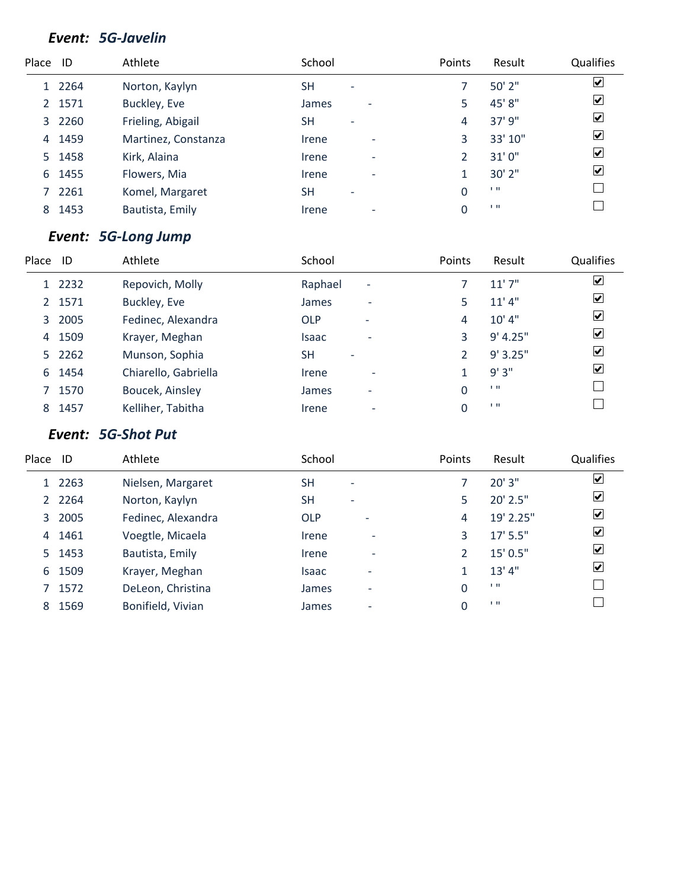### ***Event: 5G-Javelin***

| Place | ID | Athlete | School | Points | Result | Qualifies |
|---|---|---|---|---|---|---|
| 1 | 2264 | Norton, Kaylyn | SH - | 7 | 50' 2" | ☑ |
| 2 | 1571 | Buckley, Eve | James - | 5 | 45' 8" | ☑ |
| 3 | 2260 | Frieling, Abigail | SH - | 4 | 37' 9" | ☑ |
| 4 | 1459 | Martinez, Constanza | Irene - | 3 | 33' 10" | ☑ |
| 5 | 1458 | Kirk, Alaina | Irene - | 2 | 31' 0" | ☑ |
| 6 | 1455 | Flowers, Mia | Irene - | 1 | 30' 2" | ☑ |
| 7 | 2261 | Komel, Margaret | SH - | 0 | ' " | ☐ |
| 8 | 1453 | Bautista, Emily | Irene - | 0 | ' " | ☐ |

### ***Event: 5G-Long Jump***

| Place | ID | Athlete | School | Points | Result | Qualifies |
|---|---|---|---|---|---|---|
| 1 | 2232 | Repovich, Molly | Raphael - | 7 | 11' 7" | ☑ |
| 2 | 1571 | Buckley, Eve | James - | 5 | 11' 4" | ☑ |
| 3 | 2005 | Fedinec, Alexandra | OLP - | 4 | 10' 4" | ☑ |
| 4 | 1509 | Krayer, Meghan | Isaac - | 3 | 9' 4.25" | ☑ |
| 5 | 2262 | Munson, Sophia | SH - | 2 | 9' 3.25" | ☑ |
| 6 | 1454 | Chiarello, Gabriella | Irene - | 1 | 9' 3" | ☑ |
| 7 | 1570 | Boucek, Ainsley | James - | 0 | ' " | ☐ |
| 8 | 1457 | Kelliher, Tabitha | Irene - | 0 | ' " | ☐ |

### ***Event: 5G-Shot Put***

| Place | ID | Athlete | School | Points | Result | Qualifies |
|---|---|---|---|---|---|---|
| 1 | 2263 | Nielsen, Margaret | SH - | 7 | 20' 3" | ☑ |
| 2 | 2264 | Norton, Kaylyn | SH - | 5 | 20' 2.5" | ☑ |
| 3 | 2005 | Fedinec, Alexandra | OLP - | 4 | 19' 2.25" | ☑ |
| 4 | 1461 | Voegtle, Micaela | Irene - | 3 | 17' 5.5" | ☑ |
| 5 | 1453 | Bautista, Emily | Irene - | 2 | 15' 0.5" | ☑ |
| 6 | 1509 | Krayer, Meghan | Isaac - | 1 | 13' 4" | ☑ |
| 7 | 1572 | DeLeon, Christina | James - | 0 | ' " | ☐ |
| 8 | 1569 | Bonifield, Vivian | James - | 0 | ' " | ☐ |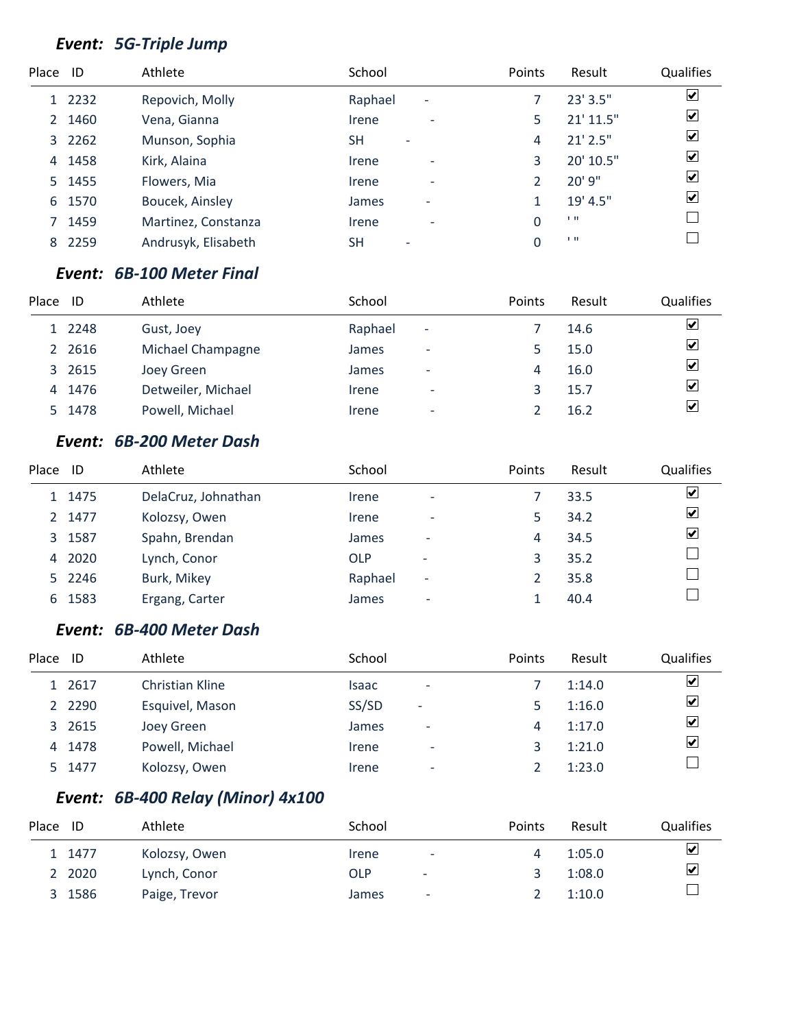### *Event: 5G-Triple Jump*

| Place | ID | Athlete | School | | Points | Result | Qualifies |
|---|---|---|---|---|---|---|---|
| 1 | 2232 | Repovich, Molly | Raphael | - | 7 | 23' 3.5" | ☑ |
| 2 | 1460 | Vena, Gianna | Irene | - | 5 | 21' 11.5" | ☑ |
| 3 | 2262 | Munson, Sophia | SH | - | 4 | 21' 2.5" | ☑ |
| 4 | 1458 | Kirk, Alaina | Irene | - | 3 | 20' 10.5" | ☑ |
| 5 | 1455 | Flowers, Mia | Irene | - | 2 | 20' 9" | ☑ |
| 6 | 1570 | Boucek, Ainsley | James | - | 1 | 19' 4.5" | ☑ |
| 7 | 1459 | Martinez, Constanza | Irene | - | 0 | ' " | ☐ |
| 8 | 2259 | Andrusyk, Elisabeth | SH | - | 0 | ' " | ☐ |

### *Event: 6B-100 Meter Final*

| Place | ID | Athlete | School | | Points | Result | Qualifies |
|---|---|---|---|---|---|---|---|
| 1 | 2248 | Gust, Joey | Raphael | - | 7 | 14.6 | ☑ |
| 2 | 2616 | Michael Champagne | James | - | 5 | 15.0 | ☑ |
| 3 | 2615 | Joey Green | James | - | 4 | 16.0 | ☑ |
| 4 | 1476 | Detweiler, Michael | Irene | - | 3 | 15.7 | ☑ |
| 5 | 1478 | Powell, Michael | Irene | - | 2 | 16.2 | ☑ |

### *Event: 6B-200 Meter Dash*

| Place | ID | Athlete | School | | Points | Result | Qualifies |
|---|---|---|---|---|---|---|---|
| 1 | 1475 | DelaCruz, Johnathan | Irene | - | 7 | 33.5 | ☑ |
| 2 | 1477 | Kolozsy, Owen | Irene | - | 5 | 34.2 | ☑ |
| 3 | 1587 | Spahn, Brendan | James | - | 4 | 34.5 | ☑ |
| 4 | 2020 | Lynch, Conor | OLP | - | 3 | 35.2 | ☐ |
| 5 | 2246 | Burk, Mikey | Raphael | - | 2 | 35.8 | ☐ |
| 6 | 1583 | Ergang, Carter | James | - | 1 | 40.4 | ☐ |

### *Event: 6B-400 Meter Dash*

| Place | ID | Athlete | School | | Points | Result | Qualifies |
|---|---|---|---|---|---|---|---|
| 1 | 2617 | Christian Kline | Isaac | - | 7 | 1:14.0 | ☑ |
| 2 | 2290 | Esquivel, Mason | SS/SD | - | 5 | 1:16.0 | ☑ |
| 3 | 2615 | Joey Green | James | - | 4 | 1:17.0 | ☑ |
| 4 | 1478 | Powell, Michael | Irene | - | 3 | 1:21.0 | ☑ |
| 5 | 1477 | Kolozsy, Owen | Irene | - | 2 | 1:23.0 | ☐ |

### *Event: 6B-400 Relay (Minor) 4x100*

| Place | ID | Athlete | School | | Points | Result | Qualifies |
|---|---|---|---|---|---|---|---|
| 1 | 1477 | Kolozsy, Owen | Irene | - | 4 | 1:05.0 | ☑ |
| 2 | 2020 | Lynch, Conor | OLP | - | 3 | 1:08.0 | ☑ |
| 3 | 1586 | Paige, Trevor | James | - | 2 | 1:10.0 | ☐ |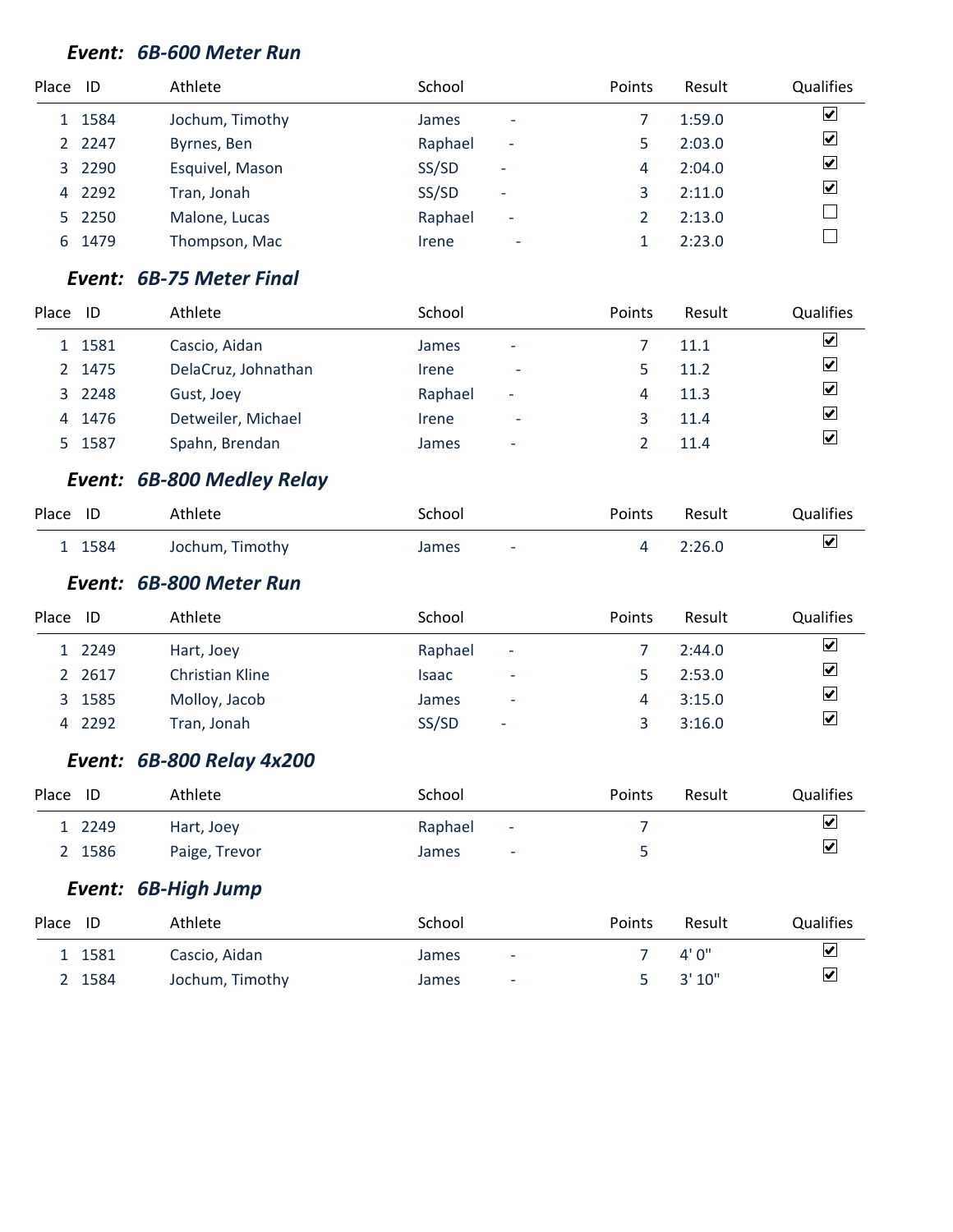### *Event: 6B-600 Meter Run*

| Place | ID | Athlete | School | | Points | Result | Qualifies |
|---|---|---|---|---|---|---|---|
| 1 | 1584 | Jochum, Timothy | James | - | 7 | 1:59.0 | ☑ |
| 2 | 2247 | Byrnes, Ben | Raphael | - | 5 | 2:03.0 | ☑ |
| 3 | 2290 | Esquivel, Mason | SS/SD | - | 4 | 2:04.0 | ☑ |
| 4 | 2292 | Tran, Jonah | SS/SD | - | 3 | 2:11.0 | ☑ |
| 5 | 2250 | Malone, Lucas | Raphael | - | 2 | 2:13.0 | ☐ |
| 6 | 1479 | Thompson, Mac | Irene | - | 1 | 2:23.0 | ☐ |

### *Event: 6B-75 Meter Final*

| Place | ID | Athlete | School | | Points | Result | Qualifies |
|---|---|---|---|---|---|---|---|
| 1 | 1581 | Cascio, Aidan | James | - | 7 | 11.1 | ☑ |
| 2 | 1475 | DelaCruz, Johnathan | Irene | - | 5 | 11.2 | ☑ |
| 3 | 2248 | Gust, Joey | Raphael | - | 4 | 11.3 | ☑ |
| 4 | 1476 | Detweiler, Michael | Irene | - | 3 | 11.4 | ☑ |
| 5 | 1587 | Spahn, Brendan | James | - | 2 | 11.4 | ☑ |

### *Event: 6B-800 Medley Relay*

| Place | ID | Athlete | School | | Points | Result | Qualifies |
|---|---|---|---|---|---|---|---|
| 1 | 1584 | Jochum, Timothy | James | - | 4 | 2:26.0 | ☑ |

### *Event: 6B-800 Meter Run*

| Place | ID | Athlete | School | | Points | Result | Qualifies |
|---|---|---|---|---|---|---|---|
| 1 | 2249 | Hart, Joey | Raphael | - | 7 | 2:44.0 | ☑ |
| 2 | 2617 | Christian Kline | Isaac | - | 5 | 2:53.0 | ☑ |
| 3 | 1585 | Molloy, Jacob | James | - | 4 | 3:15.0 | ☑ |
| 4 | 2292 | Tran, Jonah | SS/SD | - | 3 | 3:16.0 | ☑ |

### *Event: 6B-800 Relay 4x200*

| Place | ID | Athlete | School | | Points | Result | Qualifies |
|---|---|---|---|---|---|---|---|
| 1 | 2249 | Hart, Joey | Raphael | - | 7 | | ☑ |
| 2 | 1586 | Paige, Trevor | James | - | 5 | | ☑ |

### *Event: 6B-High Jump*

| Place | ID | Athlete | School | | Points | Result | Qualifies |
|---|---|---|---|---|---|---|---|
| 1 | 1581 | Cascio, Aidan | James | - | 7 | 4' 0" | ☑ |
| 2 | 1584 | Jochum, Timothy | James | - | 5 | 3' 10" | ☑ |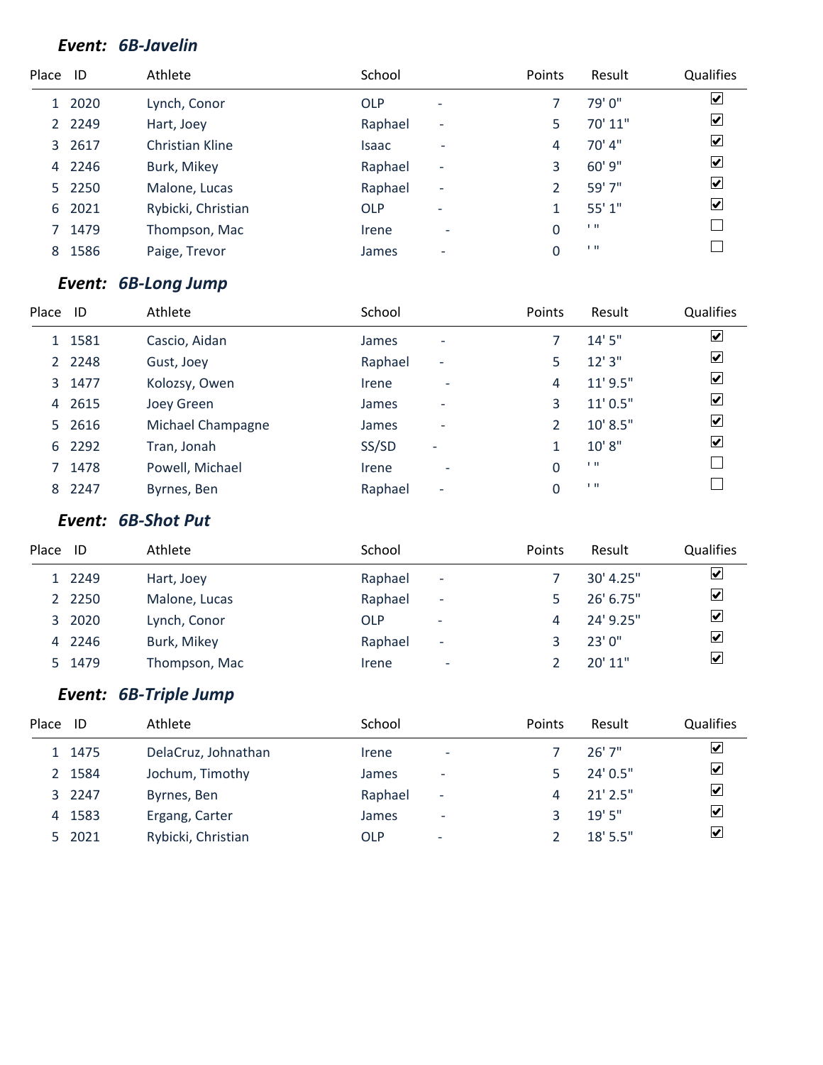### Event: 6B-Javelin

| Place | ID | Athlete | School | | Points | Result | Qualifies |
|---|---|---|---|---|---|---|---|
| 1 | 2020 | Lynch, Conor | OLP | - | 7 | 79' 0" | ☑ |
| 2 | 2249 | Hart, Joey | Raphael | - | 5 | 70' 11" | ☑ |
| 3 | 2617 | Christian Kline | Isaac | - | 4 | 70' 4" | ☑ |
| 4 | 2246 | Burk, Mikey | Raphael | - | 3 | 60' 9" | ☑ |
| 5 | 2250 | Malone, Lucas | Raphael | - | 2 | 59' 7" | ☑ |
| 6 | 2021 | Rybicki, Christian | OLP | - | 1 | 55' 1" | ☑ |
| 7 | 1479 | Thompson, Mac | Irene | - | 0 | ' " | ☐ |
| 8 | 1586 | Paige, Trevor | James | - | 0 | ' " | ☐ |

### Event: 6B-Long Jump

| Place | ID | Athlete | School | | Points | Result | Qualifies |
|---|---|---|---|---|---|---|---|
| 1 | 1581 | Cascio, Aidan | James | - | 7 | 14' 5" | ☑ |
| 2 | 2248 | Gust, Joey | Raphael | - | 5 | 12' 3" | ☑ |
| 3 | 1477 | Kolozsy, Owen | Irene | - | 4 | 11' 9.5" | ☑ |
| 4 | 2615 | Joey Green | James | - | 3 | 11' 0.5" | ☑ |
| 5 | 2616 | Michael Champagne | James | - | 2 | 10' 8.5" | ☑ |
| 6 | 2292 | Tran, Jonah | SS/SD | - | 1 | 10' 8" | ☑ |
| 7 | 1478 | Powell, Michael | Irene | - | 0 | ' " | ☐ |
| 8 | 2247 | Byrnes, Ben | Raphael | - | 0 | ' " | ☐ |

### Event: 6B-Shot Put

| Place | ID | Athlete | School | | Points | Result | Qualifies |
|---|---|---|---|---|---|---|---|
| 1 | 2249 | Hart, Joey | Raphael | - | 7 | 30' 4.25" | ☑ |
| 2 | 2250 | Malone, Lucas | Raphael | - | 5 | 26' 6.75" | ☑ |
| 3 | 2020 | Lynch, Conor | OLP | - | 4 | 24' 9.25" | ☑ |
| 4 | 2246 | Burk, Mikey | Raphael | - | 3 | 23' 0" | ☑ |
| 5 | 1479 | Thompson, Mac | Irene | - | 2 | 20' 11" | ☑ |

### Event: 6B-Triple Jump

| Place | ID | Athlete | School | | Points | Result | Qualifies |
|---|---|---|---|---|---|---|---|
| 1 | 1475 | DelaCruz, Johnathan | Irene | - | 7 | 26' 7" | ☑ |
| 2 | 1584 | Jochum, Timothy | James | - | 5 | 24' 0.5" | ☑ |
| 3 | 2247 | Byrnes, Ben | Raphael | - | 4 | 21' 2.5" | ☑ |
| 4 | 1583 | Ergang, Carter | James | - | 3 | 19' 5" | ☑ |
| 5 | 2021 | Rybicki, Christian | OLP | - | 2 | 18' 5.5" | ☑ |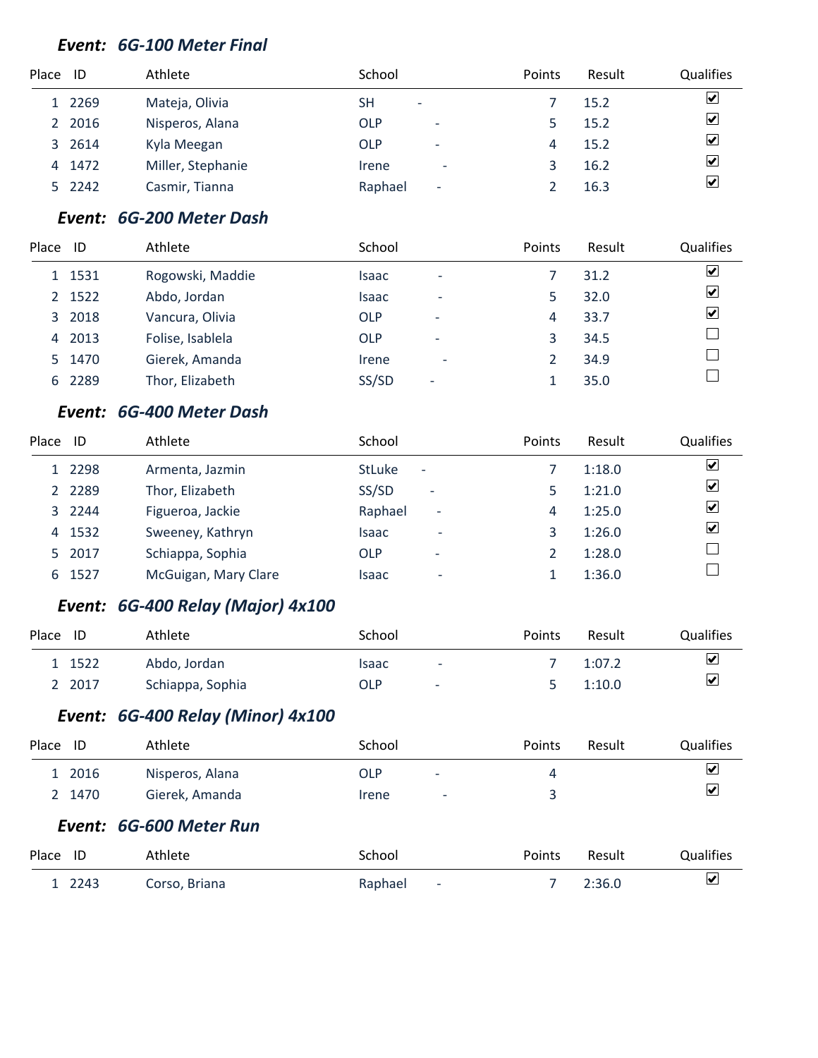### *Event: 6G-100 Meter Final*

| Place | ID | Athlete | School | | Points | Result | Qualifies |
|---|---|---|---|---|---|---|---|
| 1 | 2269 | Mateja, Olivia | SH | - | 7 | 15.2 | ☑ |
| 2 | 2016 | Nisperos, Alana | OLP | - | 5 | 15.2 | ☑ |
| 3 | 2614 | Kyla Meegan | OLP | - | 4 | 15.2 | ☑ |
| 4 | 1472 | Miller, Stephanie | Irene | - | 3 | 16.2 | ☑ |
| 5 | 2242 | Casmir, Tianna | Raphael | - | 2 | 16.3 | ☑ |

### *Event: 6G-200 Meter Dash*

| Place | ID | Athlete | School | | Points | Result | Qualifies |
|---|---|---|---|---|---|---|---|
| 1 | 1531 | Rogowski, Maddie | Isaac | - | 7 | 31.2 | ☑ |
| 2 | 1522 | Abdo, Jordan | Isaac | - | 5 | 32.0 | ☑ |
| 3 | 2018 | Vancura, Olivia | OLP | - | 4 | 33.7 | ☑ |
| 4 | 2013 | Folise, Isablela | OLP | - | 3 | 34.5 | ☐ |
| 5 | 1470 | Gierek, Amanda | Irene | - | 2 | 34.9 | ☐ |
| 6 | 2289 | Thor, Elizabeth | SS/SD | - | 1 | 35.0 | ☐ |

### *Event: 6G-400 Meter Dash*

| Place | ID | Athlete | School | | Points | Result | Qualifies |
|---|---|---|---|---|---|---|---|
| 1 | 2298 | Armenta, Jazmin | StLuke | - | 7 | 1:18.0 | ☑ |
| 2 | 2289 | Thor, Elizabeth | SS/SD | - | 5 | 1:21.0 | ☑ |
| 3 | 2244 | Figueroa, Jackie | Raphael | - | 4 | 1:25.0 | ☑ |
| 4 | 1532 | Sweeney, Kathryn | Isaac | - | 3 | 1:26.0 | ☑ |
| 5 | 2017 | Schiappa, Sophia | OLP | - | 2 | 1:28.0 | ☐ |
| 6 | 1527 | McGuigan, Mary Clare | Isaac | - | 1 | 1:36.0 | ☐ |

### *Event: 6G-400 Relay (Major) 4x100*

| Place | ID | Athlete | School | | Points | Result | Qualifies |
|---|---|---|---|---|---|---|---|
| 1 | 1522 | Abdo, Jordan | Isaac | - | 7 | 1:07.2 | ☑ |
| 2 | 2017 | Schiappa, Sophia | OLP | - | 5 | 1:10.0 | ☑ |

### *Event: 6G-400 Relay (Minor) 4x100*

| Place | ID | Athlete | School | | Points | Result | Qualifies |
|---|---|---|---|---|---|---|---|
| 1 | 2016 | Nisperos, Alana | OLP | - | 4 | | ☑ |
| 2 | 1470 | Gierek, Amanda | Irene | - | 3 | | ☑ |

### *Event: 6G-600 Meter Run*

| Place | ID | Athlete | School | | Points | Result | Qualifies |
|---|---|---|---|---|---|---|---|
| 1 | 2243 | Corso, Briana | Raphael | - | 7 | 2:36.0 | ☑ |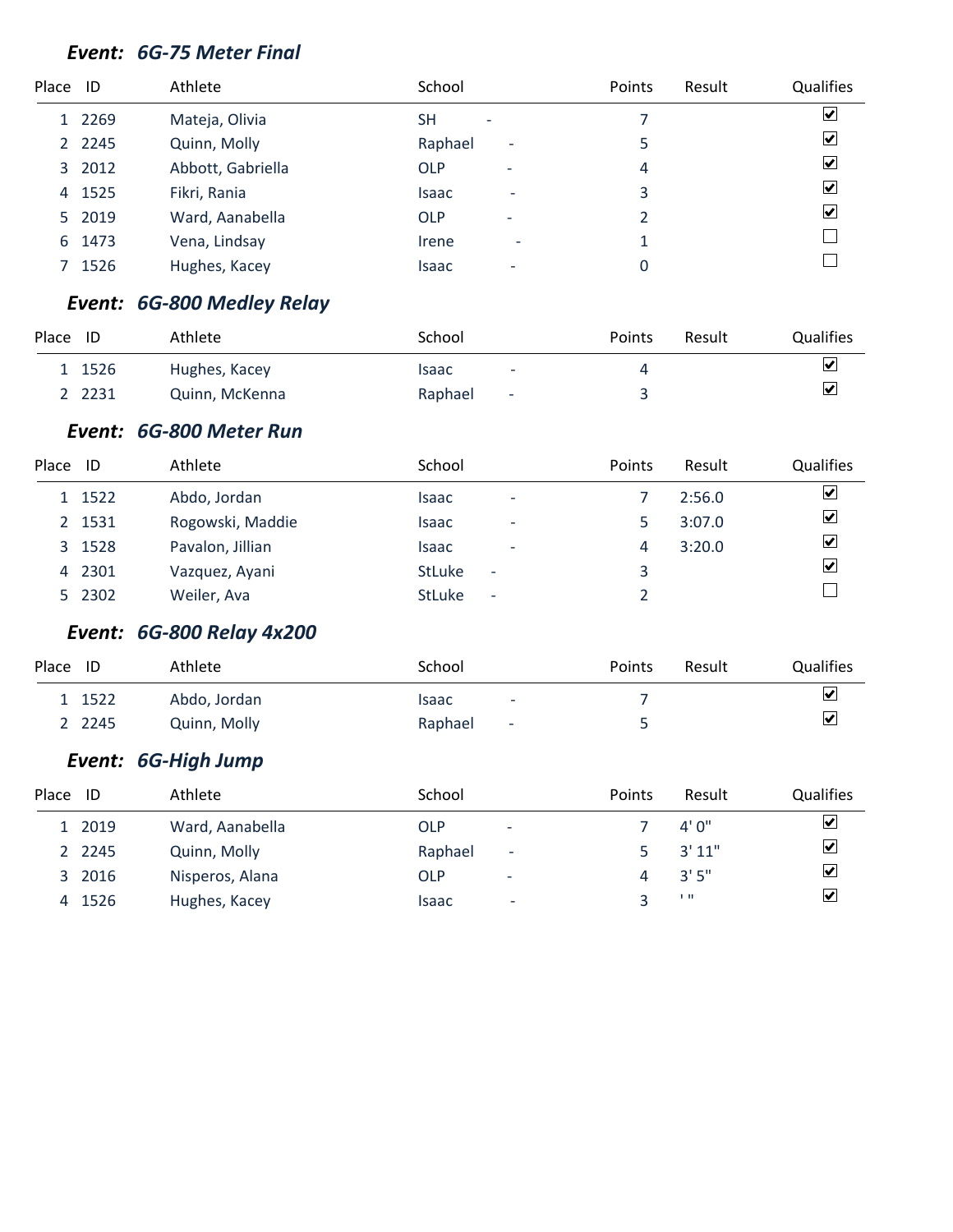### *Event: 6G-75 Meter Final*

| Place | ID | Athlete | School | Points | Result | Qualifies |
|---|---|---|---|---|---|---|
| 1 | 2269 | Mateja, Olivia | SH - | 7 | | ☑ |
| 2 | 2245 | Quinn, Molly | Raphael - | 5 | | ☑ |
| 3 | 2012 | Abbott, Gabriella | OLP - | 4 | | ☑ |
| 4 | 1525 | Fikri, Rania | Isaac - | 3 | | ☑ |
| 5 | 2019 | Ward, Aanabella | OLP - | 2 | | ☑ |
| 6 | 1473 | Vena, Lindsay | Irene - | 1 | | ☐ |
| 7 | 1526 | Hughes, Kacey | Isaac - | 0 | | ☐ |

### *Event: 6G-800 Medley Relay*

| Place | ID | Athlete | School | Points | Result | Qualifies |
|---|---|---|---|---|---|---|
| 1 | 1526 | Hughes, Kacey | Isaac - | 4 | | ☑ |
| 2 | 2231 | Quinn, McKenna | Raphael - | 3 | | ☑ |

### *Event: 6G-800 Meter Run*

| Place | ID | Athlete | School | Points | Result | Qualifies |
|---|---|---|---|---|---|---|
| 1 | 1522 | Abdo, Jordan | Isaac - | 7 | 2:56.0 | ☑ |
| 2 | 1531 | Rogowski, Maddie | Isaac - | 5 | 3:07.0 | ☑ |
| 3 | 1528 | Pavalon, Jillian | Isaac - | 4 | 3:20.0 | ☑ |
| 4 | 2301 | Vazquez, Ayani | StLuke - | 3 | | ☑ |
| 5 | 2302 | Weiler, Ava | StLuke - | 2 | | ☐ |

### *Event: 6G-800 Relay 4x200*

| Place | ID | Athlete | School | Points | Result | Qualifies |
|---|---|---|---|---|---|---|
| 1 | 1522 | Abdo, Jordan | Isaac - | 7 | | ☑ |
| 2 | 2245 | Quinn, Molly | Raphael - | 5 | | ☑ |

### *Event: 6G-High Jump*

| Place | ID | Athlete | School | Points | Result | Qualifies |
|---|---|---|---|---|---|---|
| 1 | 2019 | Ward, Aanabella | OLP - | 7 | 4' 0" | ☑ |
| 2 | 2245 | Quinn, Molly | Raphael - | 5 | 3' 11" | ☑ |
| 3 | 2016 | Nisperos, Alana | OLP - | 4 | 3' 5" | ☑ |
| 4 | 1526 | Hughes, Kacey | Isaac - | 3 | ' " | ☑ |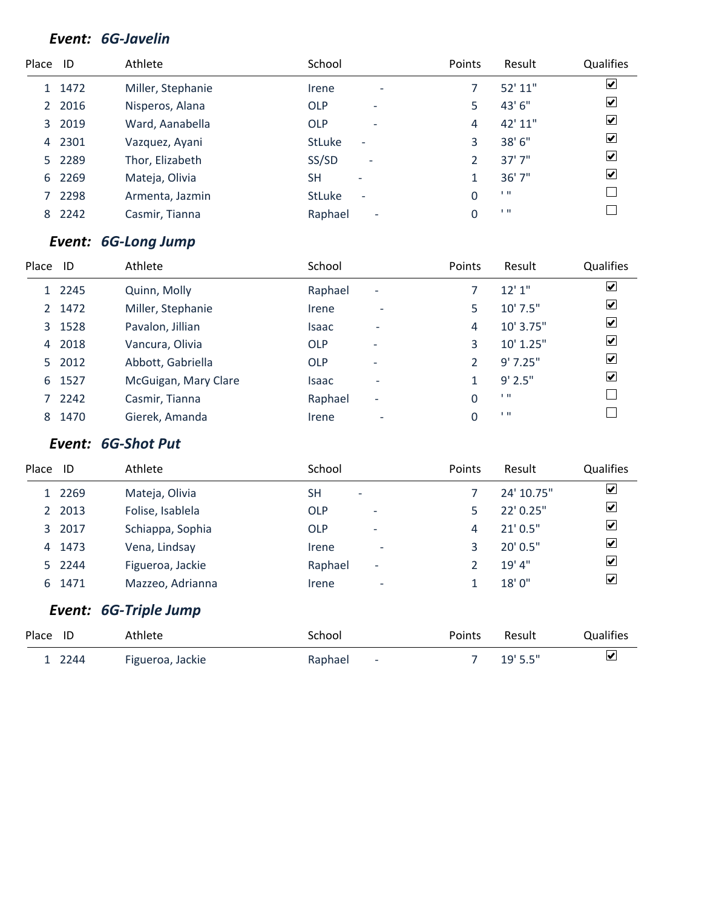### *Event: 6G-Javelin*

| Place | ID | Athlete | School | | Points | Result | Qualifies |
|---|---|---|---|---|---|---|---|
| 1 | 1472 | Miller, Stephanie | Irene | - | 7 | 52' 11" | ☑ |
| 2 | 2016 | Nisperos, Alana | OLP | - | 5 | 43' 6" | ☑ |
| 3 | 2019 | Ward, Aanabella | OLP | - | 4 | 42' 11" | ☑ |
| 4 | 2301 | Vazquez, Ayani | StLuke | - | 3 | 38' 6" | ☑ |
| 5 | 2289 | Thor, Elizabeth | SS/SD | - | 2 | 37' 7" | ☑ |
| 6 | 2269 | Mateja, Olivia | SH | - | 1 | 36' 7" | ☑ |
| 7 | 2298 | Armenta, Jazmin | StLuke | - | 0 | ' " | ☐ |
| 8 | 2242 | Casmir, Tianna | Raphael | - | 0 | ' " | ☐ |

### *Event: 6G-Long Jump*

| Place | ID | Athlete | School | | Points | Result | Qualifies |
|---|---|---|---|---|---|---|---|
| 1 | 2245 | Quinn, Molly | Raphael | - | 7 | 12' 1" | ☑ |
| 2 | 1472 | Miller, Stephanie | Irene | - | 5 | 10' 7.5" | ☑ |
| 3 | 1528 | Pavalon, Jillian | Isaac | - | 4 | 10' 3.75" | ☑ |
| 4 | 2018 | Vancura, Olivia | OLP | - | 3 | 10' 1.25" | ☑ |
| 5 | 2012 | Abbott, Gabriella | OLP | - | 2 | 9' 7.25" | ☑ |
| 6 | 1527 | McGuigan, Mary Clare | Isaac | - | 1 | 9' 2.5" | ☑ |
| 7 | 2242 | Casmir, Tianna | Raphael | - | 0 | ' " | ☐ |
| 8 | 1470 | Gierek, Amanda | Irene | - | 0 | ' " | ☐ |

### *Event: 6G-Shot Put*

| Place | ID | Athlete | School | | Points | Result | Qualifies |
|---|---|---|---|---|---|---|---|
| 1 | 2269 | Mateja, Olivia | SH | - | 7 | 24' 10.75" | ☑ |
| 2 | 2013 | Folise, Isablela | OLP | - | 5 | 22' 0.25" | ☑ |
| 3 | 2017 | Schiappa, Sophia | OLP | - | 4 | 21' 0.5" | ☑ |
| 4 | 1473 | Vena, Lindsay | Irene | - | 3 | 20' 0.5" | ☑ |
| 5 | 2244 | Figueroa, Jackie | Raphael | - | 2 | 19' 4" | ☑ |
| 6 | 1471 | Mazzeo, Adrianna | Irene | - | 1 | 18' 0" | ☑ |

### *Event: 6G-Triple Jump*

| Place | ID | Athlete | School | | Points | Result | Qualifies |
|---|---|---|---|---|---|---|---|
| 1 | 2244 | Figueroa, Jackie | Raphael | - | 7 | 19' 5.5" | ☑ |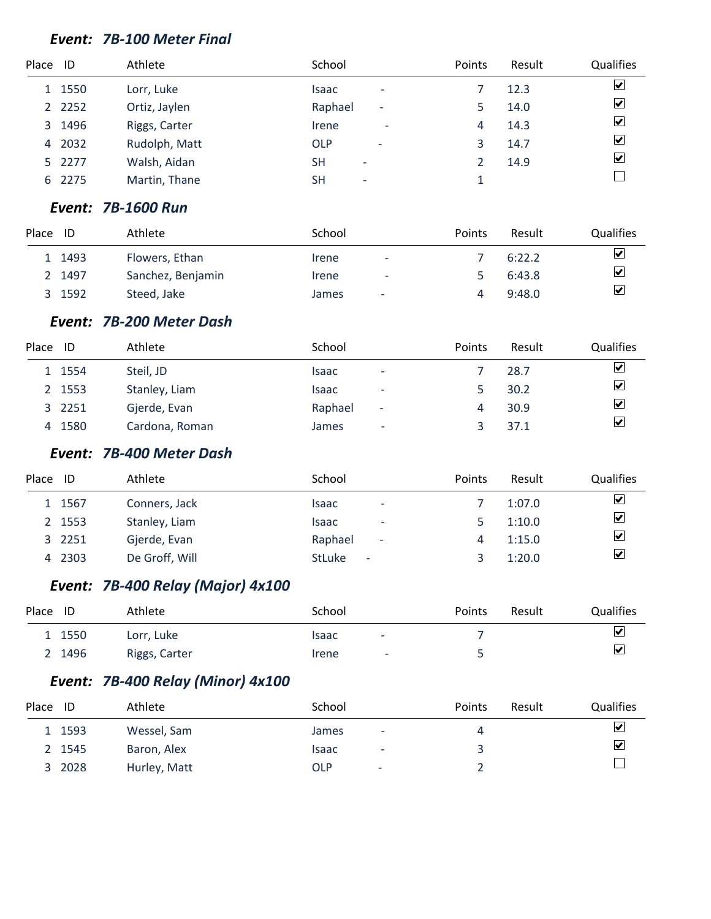### *Event: 7B-100 Meter Final*

| Place | ID | Athlete | School | | Points | Result | Qualifies |
|---|---|---|---|---|---|---|---|
| 1 | 1550 | Lorr, Luke | Isaac | - | 7 | 12.3 | ☑ |
| 2 | 2252 | Ortiz, Jaylen | Raphael | - | 5 | 14.0 | ☑ |
| 3 | 1496 | Riggs, Carter | Irene | - | 4 | 14.3 | ☑ |
| 4 | 2032 | Rudolph, Matt | OLP | - | 3 | 14.7 | ☑ |
| 5 | 2277 | Walsh, Aidan | SH | - | 2 | 14.9 | ☑ |
| 6 | 2275 | Martin, Thane | SH | - | 1 | | ☐ |

### *Event: 7B-1600 Run*

| Place | ID | Athlete | School | | Points | Result | Qualifies |
|---|---|---|---|---|---|---|---|
| 1 | 1493 | Flowers, Ethan | Irene | - | 7 | 6:22.2 | ☑ |
| 2 | 1497 | Sanchez, Benjamin | Irene | - | 5 | 6:43.8 | ☑ |
| 3 | 1592 | Steed, Jake | James | - | 4 | 9:48.0 | ☑ |

### *Event: 7B-200 Meter Dash*

| Place | ID | Athlete | School | | Points | Result | Qualifies |
|---|---|---|---|---|---|---|---|
| 1 | 1554 | Steil, JD | Isaac | - | 7 | 28.7 | ☑ |
| 2 | 1553 | Stanley, Liam | Isaac | - | 5 | 30.2 | ☑ |
| 3 | 2251 | Gjerde, Evan | Raphael | - | 4 | 30.9 | ☑ |
| 4 | 1580 | Cardona, Roman | James | - | 3 | 37.1 | ☑ |

### *Event: 7B-400 Meter Dash*

| Place | ID | Athlete | School | | Points | Result | Qualifies |
|---|---|---|---|---|---|---|---|
| 1 | 1567 | Conners, Jack | Isaac | - | 7 | 1:07.0 | ☑ |
| 2 | 1553 | Stanley, Liam | Isaac | - | 5 | 1:10.0 | ☑ |
| 3 | 2251 | Gjerde, Evan | Raphael | - | 4 | 1:15.0 | ☑ |
| 4 | 2303 | De Groff, Will | StLuke | - | 3 | 1:20.0 | ☑ |

### *Event: 7B-400 Relay (Major) 4x100*

| Place | ID | Athlete | School | | Points | Result | Qualifies |
|---|---|---|---|---|---|---|---|
| 1 | 1550 | Lorr, Luke | Isaac | - | 7 | | ☑ |
| 2 | 1496 | Riggs, Carter | Irene | - | 5 | | ☑ |

### *Event: 7B-400 Relay (Minor) 4x100*

| Place | ID | Athlete | School | | Points | Result | Qualifies |
|---|---|---|---|---|---|---|---|
| 1 | 1593 | Wessel, Sam | James | - | 4 | | ☑ |
| 2 | 1545 | Baron, Alex | Isaac | - | 3 | | ☑ |
| 3 | 2028 | Hurley, Matt | OLP | - | 2 | | ☐ |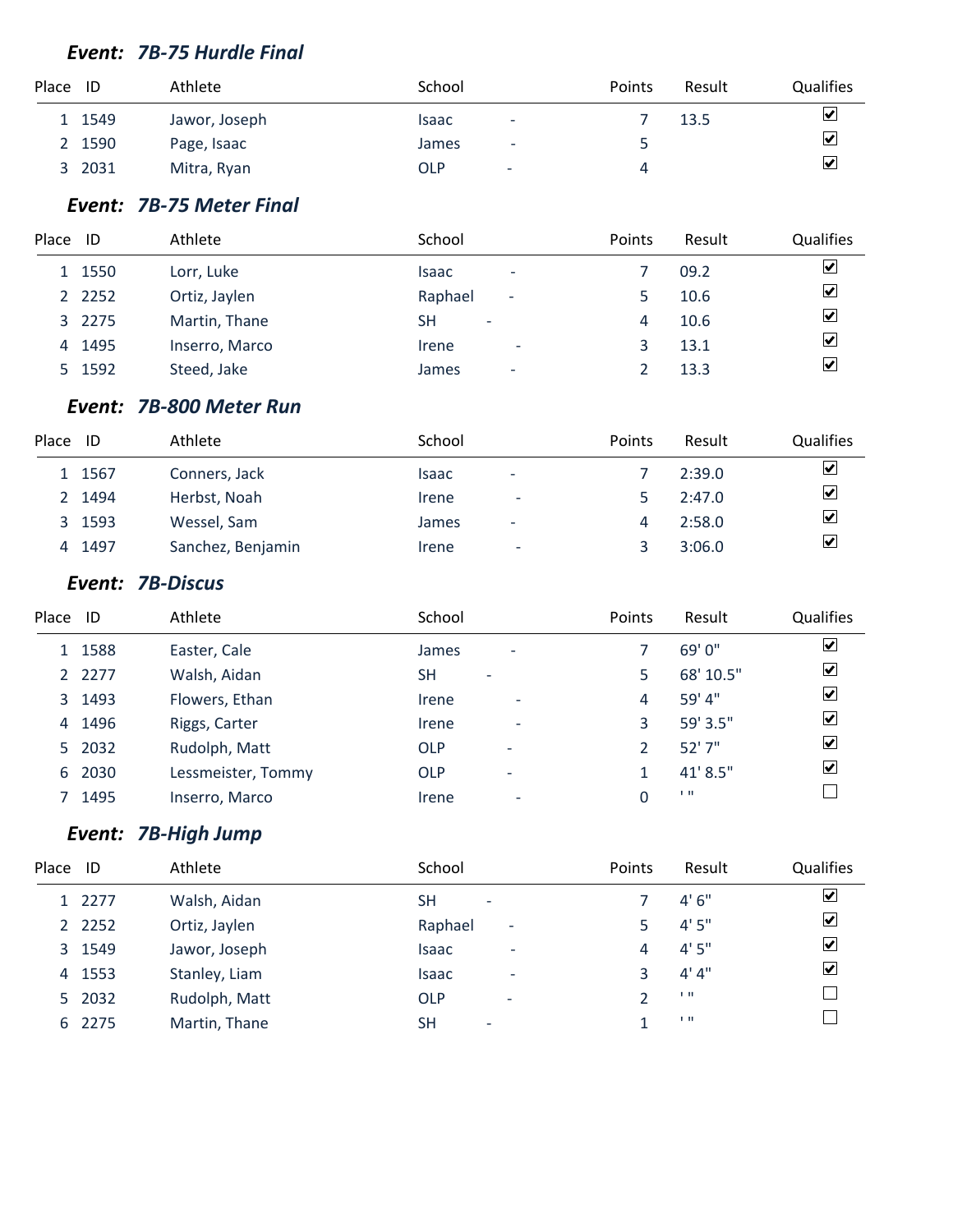### *Event: 7B-75 Hurdle Final*

| Place | ID | Athlete | School | | Points | Result | Qualifies |
|---|---|---|---|---|---|---|---|
| 1 | 1549 | Jawor, Joseph | Isaac | - | 7 | 13.5 | ☑ |
| 2 | 1590 | Page, Isaac | James | - | 5 | | ☑ |
| 3 | 2031 | Mitra, Ryan | OLP | - | 4 | | ☑ |

### *Event: 7B-75 Meter Final*

| Place | ID | Athlete | School | | Points | Result | Qualifies |
|---|---|---|---|---|---|---|---|
| 1 | 1550 | Lorr, Luke | Isaac | - | 7 | 09.2 | ☑ |
| 2 | 2252 | Ortiz, Jaylen | Raphael | - | 5 | 10.6 | ☑ |
| 3 | 2275 | Martin, Thane | SH | - | 4 | 10.6 | ☑ |
| 4 | 1495 | Inserro, Marco | Irene | - | 3 | 13.1 | ☑ |
| 5 | 1592 | Steed, Jake | James | - | 2 | 13.3 | ☑ |

### *Event: 7B-800 Meter Run*

| Place | ID | Athlete | School | | Points | Result | Qualifies |
|---|---|---|---|---|---|---|---|
| 1 | 1567 | Conners, Jack | Isaac | - | 7 | 2:39.0 | ☑ |
| 2 | 1494 | Herbst, Noah | Irene | - | 5 | 2:47.0 | ☑ |
| 3 | 1593 | Wessel, Sam | James | - | 4 | 2:58.0 | ☑ |
| 4 | 1497 | Sanchez, Benjamin | Irene | - | 3 | 3:06.0 | ☑ |

### *Event: 7B-Discus*

| Place | ID | Athlete | School | | Points | Result | Qualifies |
|---|---|---|---|---|---|---|---|
| 1 | 1588 | Easter, Cale | James | - | 7 | 69' 0" | ☑ |
| 2 | 2277 | Walsh, Aidan | SH | - | 5 | 68' 10.5" | ☑ |
| 3 | 1493 | Flowers, Ethan | Irene | - | 4 | 59' 4" | ☑ |
| 4 | 1496 | Riggs, Carter | Irene | - | 3 | 59' 3.5" | ☑ |
| 5 | 2032 | Rudolph, Matt | OLP | - | 2 | 52' 7" | ☑ |
| 6 | 2030 | Lessmeister, Tommy | OLP | - | 1 | 41' 8.5" | ☑ |
| 7 | 1495 | Inserro, Marco | Irene | - | 0 | ' " | ☐ |

### *Event: 7B-High Jump*

| Place | ID | Athlete | School | | Points | Result | Qualifies |
|---|---|---|---|---|---|---|---|
| 1 | 2277 | Walsh, Aidan | SH | - | 7 | 4' 6" | ☑ |
| 2 | 2252 | Ortiz, Jaylen | Raphael | - | 5 | 4' 5" | ☑ |
| 3 | 1549 | Jawor, Joseph | Isaac | - | 4 | 4' 5" | ☑ |
| 4 | 1553 | Stanley, Liam | Isaac | - | 3 | 4' 4" | ☑ |
| 5 | 2032 | Rudolph, Matt | OLP | - | 2 | ' " | ☐ |
| 6 | 2275 | Martin, Thane | SH | - | 1 | ' " | ☐ |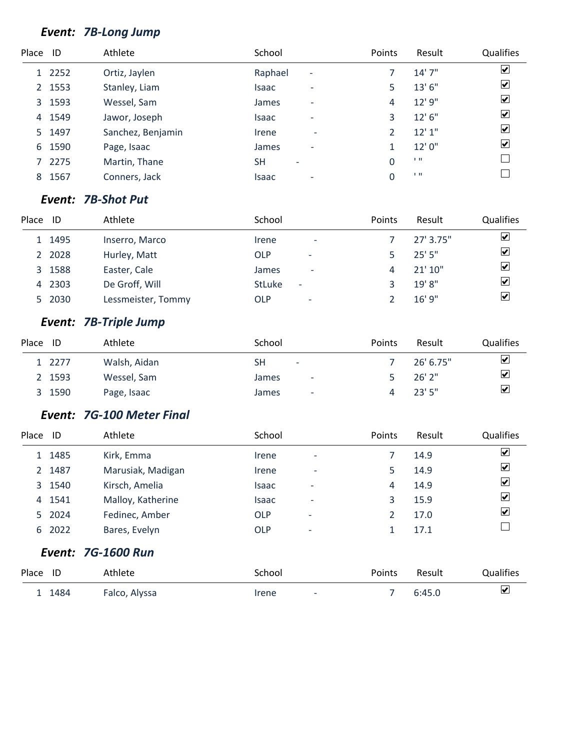### *Event: 7B-Long Jump*

| Place | ID | Athlete | School | | Points | Result | Qualifies |
|---|---|---|---|---|---|---|---|
| 1 | 2252 | Ortiz, Jaylen | Raphael | - | 7 | 14' 7" | ☑ |
| 2 | 1553 | Stanley, Liam | Isaac | - | 5 | 13' 6" | ☑ |
| 3 | 1593 | Wessel, Sam | James | - | 4 | 12' 9" | ☑ |
| 4 | 1549 | Jawor, Joseph | Isaac | - | 3 | 12' 6" | ☑ |
| 5 | 1497 | Sanchez, Benjamin | Irene | - | 2 | 12' 1" | ☑ |
| 6 | 1590 | Page, Isaac | James | - | 1 | 12' 0" | ☑ |
| 7 | 2275 | Martin, Thane | SH | - | 0 | ' " | ☐ |
| 8 | 1567 | Conners, Jack | Isaac | - | 0 | ' " | ☐ |

### *Event: 7B-Shot Put*

| Place | ID | Athlete | School | | Points | Result | Qualifies |
|---|---|---|---|---|---|---|---|
| 1 | 1495 | Inserro, Marco | Irene | - | 7 | 27' 3.75" | ☑ |
| 2 | 2028 | Hurley, Matt | OLP | - | 5 | 25' 5" | ☑ |
| 3 | 1588 | Easter, Cale | James | - | 4 | 21' 10" | ☑ |
| 4 | 2303 | De Groff, Will | StLuke | - | 3 | 19' 8" | ☑ |
| 5 | 2030 | Lessmeister, Tommy | OLP | - | 2 | 16' 9" | ☑ |

### *Event: 7B-Triple Jump*

| Place | ID | Athlete | School | | Points | Result | Qualifies |
|---|---|---|---|---|---|---|---|
| 1 | 2277 | Walsh, Aidan | SH | - | 7 | 26' 6.75" | ☑ |
| 2 | 1593 | Wessel, Sam | James | - | 5 | 26' 2" | ☑ |
| 3 | 1590 | Page, Isaac | James | - | 4 | 23' 5" | ☑ |

### *Event: 7G-100 Meter Final*

| Place | ID | Athlete | School | | Points | Result | Qualifies |
|---|---|---|---|---|---|---|---|
| 1 | 1485 | Kirk, Emma | Irene | - | 7 | 14.9 | ☑ |
| 2 | 1487 | Marusiak, Madigan | Irene | - | 5 | 14.9 | ☑ |
| 3 | 1540 | Kirsch, Amelia | Isaac | - | 4 | 14.9 | ☑ |
| 4 | 1541 | Malloy, Katherine | Isaac | - | 3 | 15.9 | ☑ |
| 5 | 2024 | Fedinec, Amber | OLP | - | 2 | 17.0 | ☑ |
| 6 | 2022 | Bares, Evelyn | OLP | - | 1 | 17.1 | ☐ |

### *Event: 7G-1600 Run*

| Place | ID | Athlete | School | | Points | Result | Qualifies |
|---|---|---|---|---|---|---|---|
| 1 | 1484 | Falco, Alyssa | Irene | - | 7 | 6:45.0 | ☑ |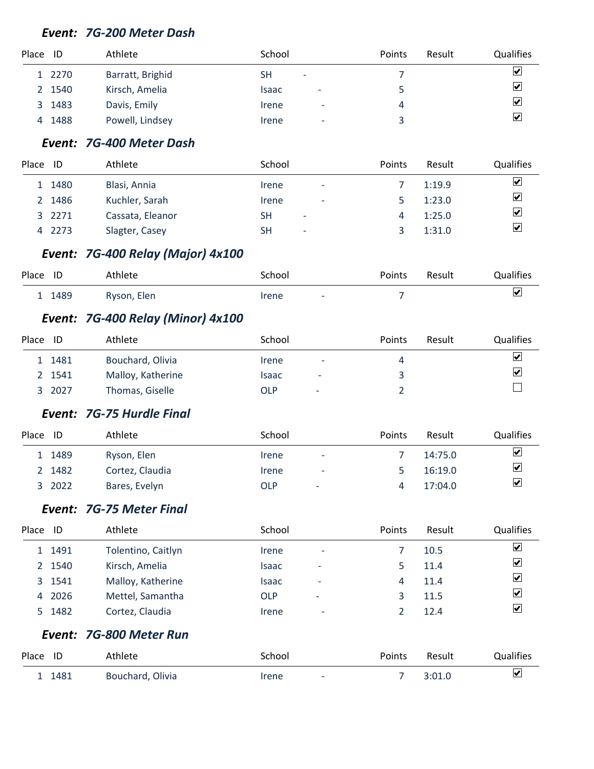### *Event: 7G-200 Meter Dash*

| Place | ID | Athlete | School | | Points | Result | Qualifies |
|---|---|---|---|---|---|---|---|
| 1 | 2270 | Barratt, Brighid | SH | - | 7 | | ☑ |
| 2 | 1540 | Kirsch, Amelia | Isaac | - | 5 | | ☑ |
| 3 | 1483 | Davis, Emily | Irene | - | 4 | | ☑ |
| 4 | 1488 | Powell, Lindsey | Irene | - | 3 | | ☑ |

### *Event: 7G-400 Meter Dash*

| Place | ID | Athlete | School | | Points | Result | Qualifies |
|---|---|---|---|---|---|---|---|
| 1 | 1480 | Blasi, Annia | Irene | - | 7 | 1:19.9 | ☑ |
| 2 | 1486 | Kuchler, Sarah | Irene | - | 5 | 1:23.0 | ☑ |
| 3 | 2271 | Cassata, Eleanor | SH | - | 4 | 1:25.0 | ☑ |
| 4 | 2273 | Slagter, Casey | SH | - | 3 | 1:31.0 | ☑ |

### *Event: 7G-400 Relay (Major) 4x100*

| Place | ID | Athlete | School | | Points | Result | Qualifies |
|---|---|---|---|---|---|---|---|
| 1 | 1489 | Ryson, Elen | Irene | - | 7 | | ☑ |

### *Event: 7G-400 Relay (Minor) 4x100*

| Place | ID | Athlete | School | | Points | Result | Qualifies |
|---|---|---|---|---|---|---|---|
| 1 | 1481 | Bouchard, Olivia | Irene | - | 4 | | ☑ |
| 2 | 1541 | Malloy, Katherine | Isaac | - | 3 | | ☑ |
| 3 | 2027 | Thomas, Giselle | OLP | - | 2 | | ☐ |

### *Event: 7G-75 Hurdle Final*

| Place | ID | Athlete | School | | Points | Result | Qualifies |
|---|---|---|---|---|---|---|---|
| 1 | 1489 | Ryson, Elen | Irene | - | 7 | 14:75.0 | ☑ |
| 2 | 1482 | Cortez, Claudia | Irene | - | 5 | 16:19.0 | ☑ |
| 3 | 2022 | Bares, Evelyn | OLP | - | 4 | 17:04.0 | ☑ |

### *Event: 7G-75 Meter Final*

| Place | ID | Athlete | School | | Points | Result | Qualifies |
|---|---|---|---|---|---|---|---|
| 1 | 1491 | Tolentino, Caitlyn | Irene | - | 7 | 10.5 | ☑ |
| 2 | 1540 | Kirsch, Amelia | Isaac | - | 5 | 11.4 | ☑ |
| 3 | 1541 | Malloy, Katherine | Isaac | - | 4 | 11.4 | ☑ |
| 4 | 2026 | Mettel, Samantha | OLP | - | 3 | 11.5 | ☑ |
| 5 | 1482 | Cortez, Claudia | Irene | - | 2 | 12.4 | ☑ |

### *Event: 7G-800 Meter Run*

| Place | ID | Athlete | School | | Points | Result | Qualifies |
|---|---|---|---|---|---|---|---|
| 1 | 1481 | Bouchard, Olivia | Irene | - | 7 | 3:01.0 | ☑ |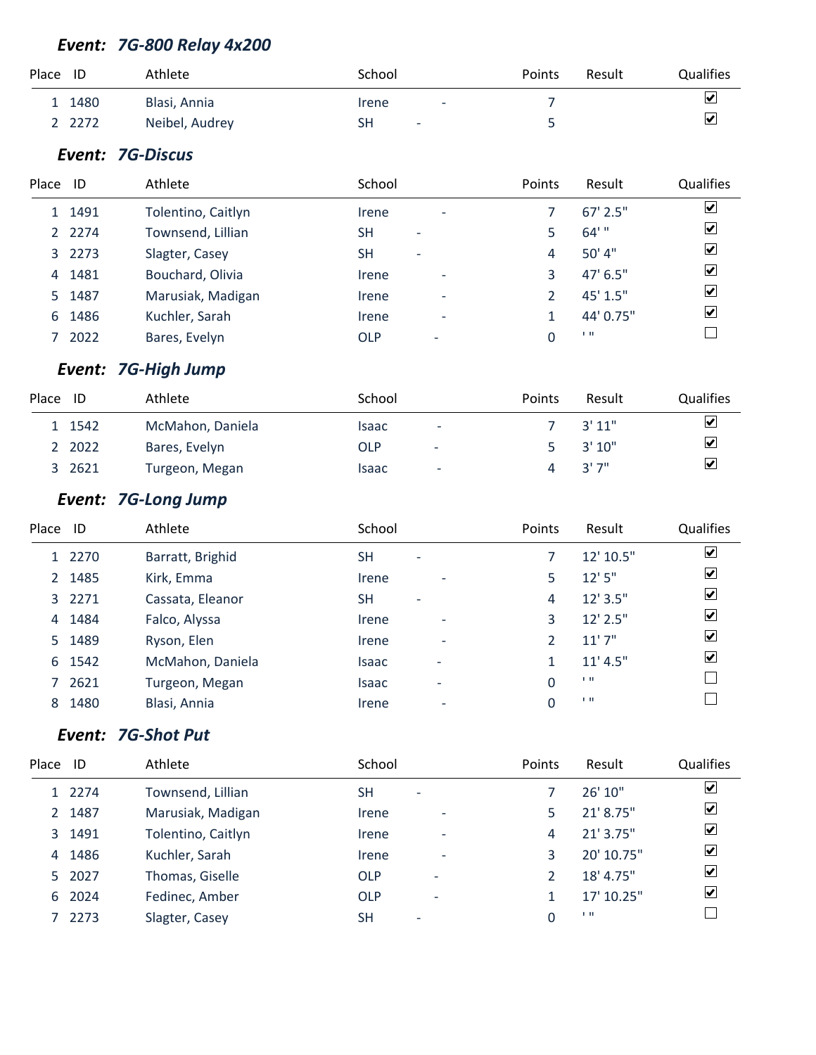### *Event: 7G-800 Relay 4x200*

| Place | ID | Athlete | School | | Points | Result | Qualifies |
|---|---|---|---|---|---|---|---|
| 1 | 1480 | Blasi, Annia | Irene | - | 7 | | ☑ |
| 2 | 2272 | Neibel, Audrey | SH | - | 5 | | ☑ |

### *Event: 7G-Discus*

| Place | ID | Athlete | School | | Points | Result | Qualifies |
|---|---|---|---|---|---|---|---|
| 1 | 1491 | Tolentino, Caitlyn | Irene | - | 7 | 67' 2.5" | ☑ |
| 2 | 2274 | Townsend, Lillian | SH | - | 5 | 64' " | ☑ |
| 3 | 2273 | Slagter, Casey | SH | - | 4 | 50' 4" | ☑ |
| 4 | 1481 | Bouchard, Olivia | Irene | - | 3 | 47' 6.5" | ☑ |
| 5 | 1487 | Marusiak, Madigan | Irene | - | 2 | 45' 1.5" | ☑ |
| 6 | 1486 | Kuchler, Sarah | Irene | - | 1 | 44' 0.75" | ☑ |
| 7 | 2022 | Bares, Evelyn | OLP | - | 0 | ' " | ☐ |

### *Event: 7G-High Jump*

| Place | ID | Athlete | School | | Points | Result | Qualifies |
|---|---|---|---|---|---|---|---|
| 1 | 1542 | McMahon, Daniela | Isaac | - | 7 | 3' 11" | ☑ |
| 2 | 2022 | Bares, Evelyn | OLP | - | 5 | 3' 10" | ☑ |
| 3 | 2621 | Turgeon, Megan | Isaac | - | 4 | 3' 7" | ☑ |

### *Event: 7G-Long Jump*

| Place | ID | Athlete | School | | Points | Result | Qualifies |
|---|---|---|---|---|---|---|---|
| 1 | 2270 | Barratt, Brighid | SH | - | 7 | 12' 10.5" | ☑ |
| 2 | 1485 | Kirk, Emma | Irene | - | 5 | 12' 5" | ☑ |
| 3 | 2271 | Cassata, Eleanor | SH | - | 4 | 12' 3.5" | ☑ |
| 4 | 1484 | Falco, Alyssa | Irene | - | 3 | 12' 2.5" | ☑ |
| 5 | 1489 | Ryson, Elen | Irene | - | 2 | 11' 7" | ☑ |
| 6 | 1542 | McMahon, Daniela | Isaac | - | 1 | 11' 4.5" | ☑ |
| 7 | 2621 | Turgeon, Megan | Isaac | - | 0 | ' " | ☐ |
| 8 | 1480 | Blasi, Annia | Irene | - | 0 | ' " | ☐ |

### *Event: 7G-Shot Put*

| Place | ID | Athlete | School | | Points | Result | Qualifies |
|---|---|---|---|---|---|---|---|
| 1 | 2274 | Townsend, Lillian | SH | - | 7 | 26' 10" | ☑ |
| 2 | 1487 | Marusiak, Madigan | Irene | - | 5 | 21' 8.75" | ☑ |
| 3 | 1491 | Tolentino, Caitlyn | Irene | - | 4 | 21' 3.75" | ☑ |
| 4 | 1486 | Kuchler, Sarah | Irene | - | 3 | 20' 10.75" | ☑ |
| 5 | 2027 | Thomas, Giselle | OLP | - | 2 | 18' 4.75" | ☑ |
| 6 | 2024 | Fedinec, Amber | OLP | - | 1 | 17' 10.25" | ☑ |
| 7 | 2273 | Slagter, Casey | SH | - | 0 | ' " | ☐ |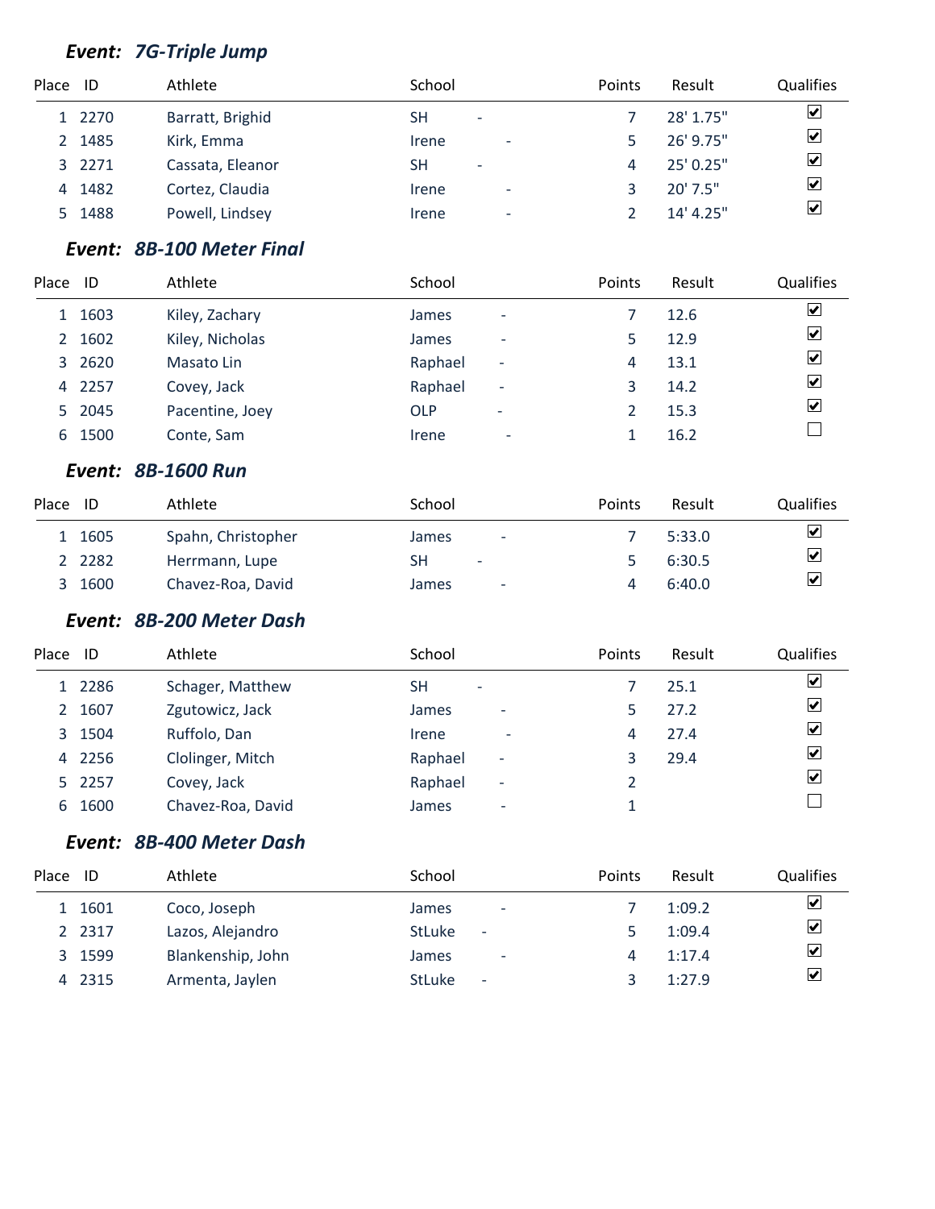### *Event: 7G-Triple Jump*

| Place | ID | Athlete | School | | Points | Result | Qualifies |
|---|---|---|---|---|---|---|---|
| 1 | 2270 | Barratt, Brighid | SH | - | 7 | 28' 1.75" | ☑ |
| 2 | 1485 | Kirk, Emma | Irene | - | 5 | 26' 9.75" | ☑ |
| 3 | 2271 | Cassata, Eleanor | SH | - | 4 | 25' 0.25" | ☑ |
| 4 | 1482 | Cortez, Claudia | Irene | - | 3 | 20' 7.5" | ☑ |
| 5 | 1488 | Powell, Lindsey | Irene | - | 2 | 14' 4.25" | ☑ |

### *Event: 8B-100 Meter Final*

| Place | ID | Athlete | School | | Points | Result | Qualifies |
|---|---|---|---|---|---|---|---|
| 1 | 1603 | Kiley, Zachary | James | - | 7 | 12.6 | ☑ |
| 2 | 1602 | Kiley, Nicholas | James | - | 5 | 12.9 | ☑ |
| 3 | 2620 | Masato Lin | Raphael | - | 4 | 13.1 | ☑ |
| 4 | 2257 | Covey, Jack | Raphael | - | 3 | 14.2 | ☑ |
| 5 | 2045 | Pacentine, Joey | OLP | - | 2 | 15.3 | ☑ |
| 6 | 1500 | Conte, Sam | Irene | - | 1 | 16.2 | ☐ |

### *Event: 8B-1600 Run*

| Place | ID | Athlete | School | | Points | Result | Qualifies |
|---|---|---|---|---|---|---|---|
| 1 | 1605 | Spahn, Christopher | James | - | 7 | 5:33.0 | ☑ |
| 2 | 2282 | Herrmann, Lupe | SH | - | 5 | 6:30.5 | ☑ |
| 3 | 1600 | Chavez-Roa, David | James | - | 4 | 6:40.0 | ☑ |

### *Event: 8B-200 Meter Dash*

| Place | ID | Athlete | School | | Points | Result | Qualifies |
|---|---|---|---|---|---|---|---|
| 1 | 2286 | Schager, Matthew | SH | - | 7 | 25.1 | ☑ |
| 2 | 1607 | Zgutowicz, Jack | James | - | 5 | 27.2 | ☑ |
| 3 | 1504 | Ruffolo, Dan | Irene | - | 4 | 27.4 | ☑ |
| 4 | 2256 | Clolinger, Mitch | Raphael | - | 3 | 29.4 | ☑ |
| 5 | 2257 | Covey, Jack | Raphael | - | 2 | | ☑ |
| 6 | 1600 | Chavez-Roa, David | James | - | 1 | | ☐ |

### *Event: 8B-400 Meter Dash*

| Place | ID | Athlete | School | | Points | Result | Qualifies |
|---|---|---|---|---|---|---|---|
| 1 | 1601 | Coco, Joseph | James | - | 7 | 1:09.2 | ☑ |
| 2 | 2317 | Lazos, Alejandro | StLuke | - | 5 | 1:09.4 | ☑ |
| 3 | 1599 | Blankenship, John | James | - | 4 | 1:17.4 | ☑ |
| 4 | 2315 | Armenta, Jaylen | StLuke | - | 3 | 1:27.9 | ☑ |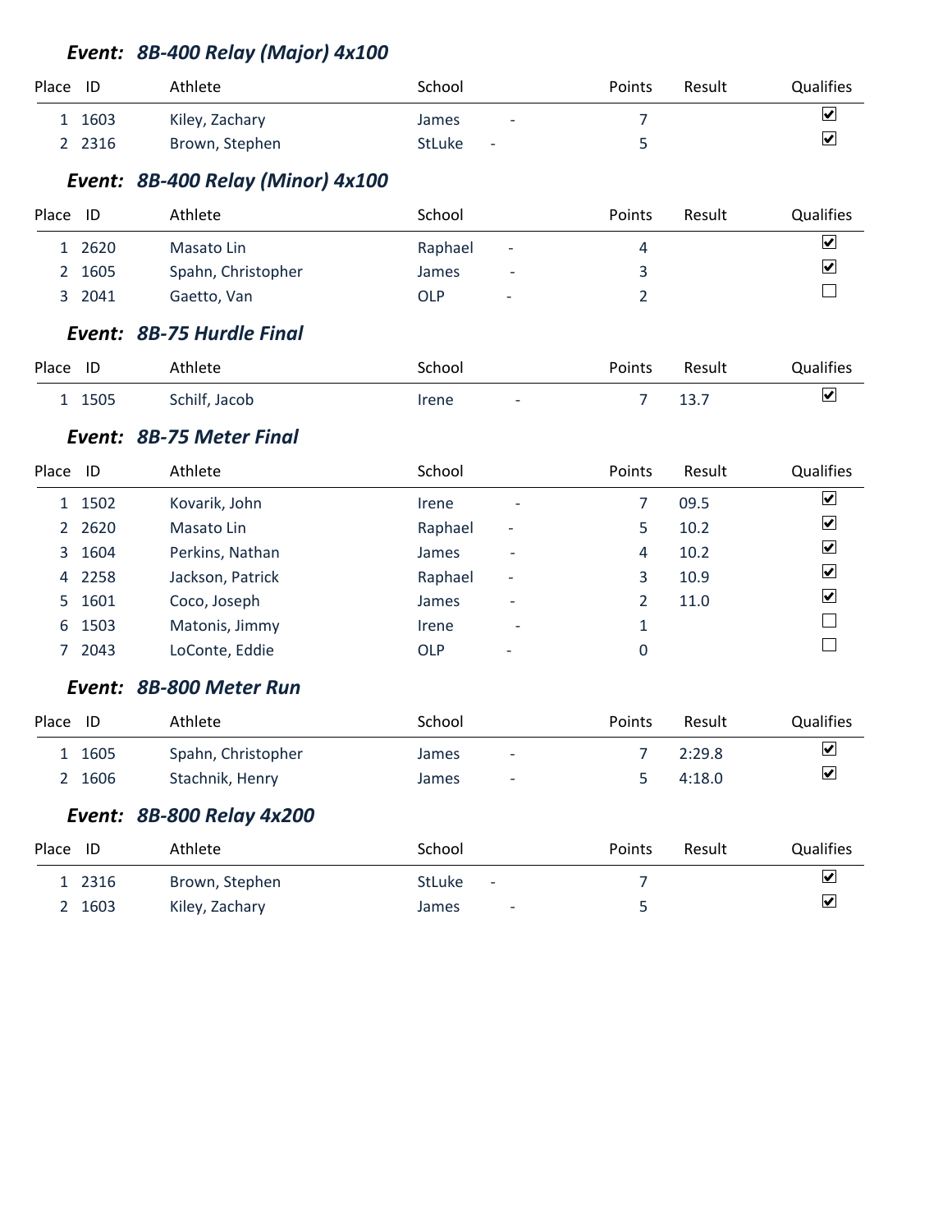### *Event: 8B-400 Relay (Major) 4x100*

| Place | ID | Athlete | School | | Points | Result | Qualifies |
|---|---|---|---|---|---|---|---|
| 1 | 1603 | Kiley, Zachary | James | - | 7 | | ☑ |
| 2 | 2316 | Brown, Stephen | StLuke | - | 5 | | ☑ |

### *Event: 8B-400 Relay (Minor) 4x100*

| Place | ID | Athlete | School | | Points | Result | Qualifies |
|---|---|---|---|---|---|---|---|
| 1 | 2620 | Masato Lin | Raphael | - | 4 | | ☑ |
| 2 | 1605 | Spahn, Christopher | James | - | 3 | | ☑ |
| 3 | 2041 | Gaetto, Van | OLP | - | 2 | | ☐ |

### *Event: 8B-75 Hurdle Final*

| Place | ID | Athlete | School | | Points | Result | Qualifies |
|---|---|---|---|---|---|---|---|
| 1 | 1505 | Schilf, Jacob | Irene | - | 7 | 13.7 | ☑ |

### *Event: 8B-75 Meter Final*

| Place | ID | Athlete | School | | Points | Result | Qualifies |
|---|---|---|---|---|---|---|---|
| 1 | 1502 | Kovarik, John | Irene | - | 7 | 09.5 | ☑ |
| 2 | 2620 | Masato Lin | Raphael | - | 5 | 10.2 | ☑ |
| 3 | 1604 | Perkins, Nathan | James | - | 4 | 10.2 | ☑ |
| 4 | 2258 | Jackson, Patrick | Raphael | - | 3 | 10.9 | ☑ |
| 5 | 1601 | Coco, Joseph | James | - | 2 | 11.0 | ☑ |
| 6 | 1503 | Matonis, Jimmy | Irene | - | 1 | | ☐ |
| 7 | 2043 | LoConte, Eddie | OLP | - | 0 | | ☐ |

### *Event: 8B-800 Meter Run*

| Place | ID | Athlete | School | | Points | Result | Qualifies |
|---|---|---|---|---|---|---|---|
| 1 | 1605 | Spahn, Christopher | James | - | 7 | 2:29.8 | ☑ |
| 2 | 1606 | Stachnik, Henry | James | - | 5 | 4:18.0 | ☑ |

### *Event: 8B-800 Relay 4x200*

| Place | ID | Athlete | School | | Points | Result | Qualifies |
|---|---|---|---|---|---|---|---|
| 1 | 2316 | Brown, Stephen | StLuke | - | 7 | | ☑ |
| 2 | 1603 | Kiley, Zachary | James | - | 5 | | ☑ |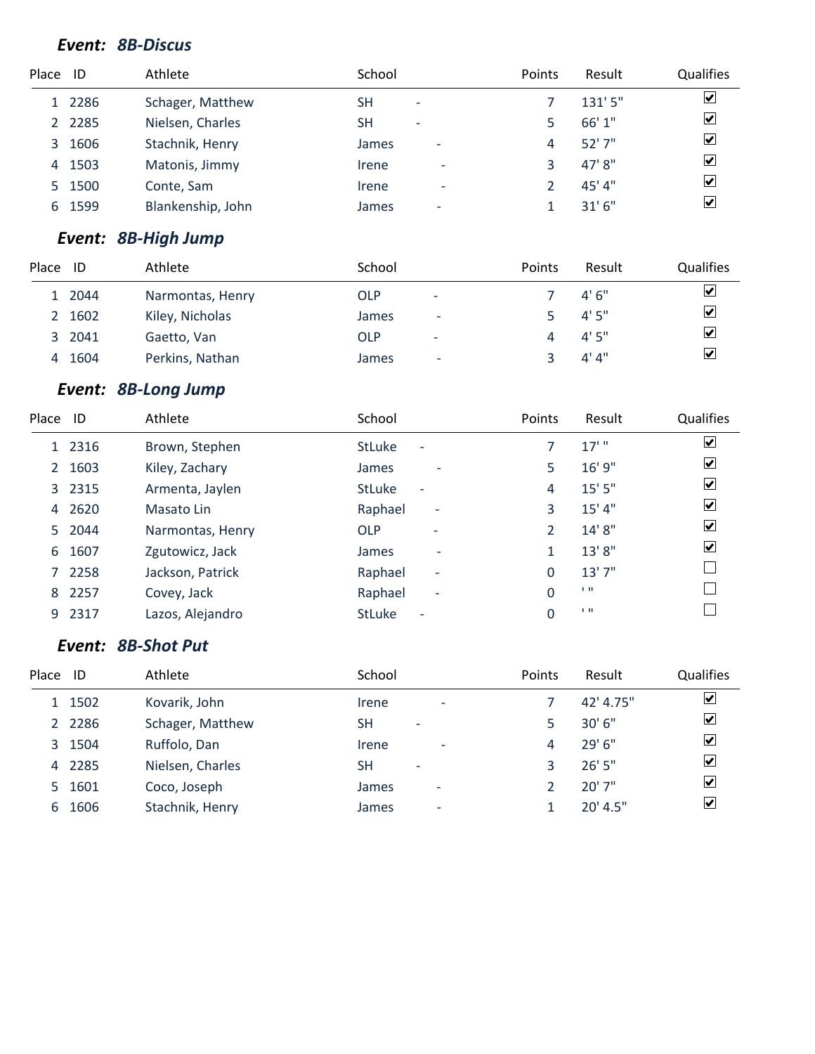### *Event: 8B-Discus*

| Place | ID | Athlete | School | | Points | Result | Qualifies |
|---|---|---|---|---|---|---|---|
| 1 | 2286 | Schager, Matthew | SH | - | 7 | 131' 5" | ☑ |
| 2 | 2285 | Nielsen, Charles | SH | - | 5 | 66' 1" | ☑ |
| 3 | 1606 | Stachnik, Henry | James | - | 4 | 52' 7" | ☑ |
| 4 | 1503 | Matonis, Jimmy | Irene | - | 3 | 47' 8" | ☑ |
| 5 | 1500 | Conte, Sam | Irene | - | 2 | 45' 4" | ☑ |
| 6 | 1599 | Blankenship, John | James | - | 1 | 31' 6" | ☑ |

### *Event: 8B-High Jump*

| Place | ID | Athlete | School | | Points | Result | Qualifies |
|---|---|---|---|---|---|---|---|
| 1 | 2044 | Narmontas, Henry | OLP | - | 7 | 4' 6" | ☑ |
| 2 | 1602 | Kiley, Nicholas | James | - | 5 | 4' 5" | ☑ |
| 3 | 2041 | Gaetto, Van | OLP | - | 4 | 4' 5" | ☑ |
| 4 | 1604 | Perkins, Nathan | James | - | 3 | 4' 4" | ☑ |

### *Event: 8B-Long Jump*

| Place | ID | Athlete | School | | Points | Result | Qualifies |
|---|---|---|---|---|---|---|---|
| 1 | 2316 | Brown, Stephen | StLuke | - | 7 | 17' " | ☑ |
| 2 | 1603 | Kiley, Zachary | James | - | 5 | 16' 9" | ☑ |
| 3 | 2315 | Armenta, Jaylen | StLuke | - | 4 | 15' 5" | ☑ |
| 4 | 2620 | Masato Lin | Raphael | - | 3 | 15' 4" | ☑ |
| 5 | 2044 | Narmontas, Henry | OLP | - | 2 | 14' 8" | ☑ |
| 6 | 1607 | Zgutowicz, Jack | James | - | 1 | 13' 8" | ☑ |
| 7 | 2258 | Jackson, Patrick | Raphael | - | 0 | 13' 7" | ☐ |
| 8 | 2257 | Covey, Jack | Raphael | - | 0 | ' " | ☐ |
| 9 | 2317 | Lazos, Alejandro | StLuke | - | 0 | ' " | ☐ |

### *Event: 8B-Shot Put*

| Place | ID | Athlete | School | | Points | Result | Qualifies |
|---|---|---|---|---|---|---|---|
| 1 | 1502 | Kovarik, John | Irene | - | 7 | 42' 4.75" | ☑ |
| 2 | 2286 | Schager, Matthew | SH | - | 5 | 30' 6" | ☑ |
| 3 | 1504 | Ruffolo, Dan | Irene | - | 4 | 29' 6" | ☑ |
| 4 | 2285 | Nielsen, Charles | SH | - | 3 | 26' 5" | ☑ |
| 5 | 1601 | Coco, Joseph | James | - | 2 | 20' 7" | ☑ |
| 6 | 1606 | Stachnik, Henry | James | - | 1 | 20' 4.5" | ☑ |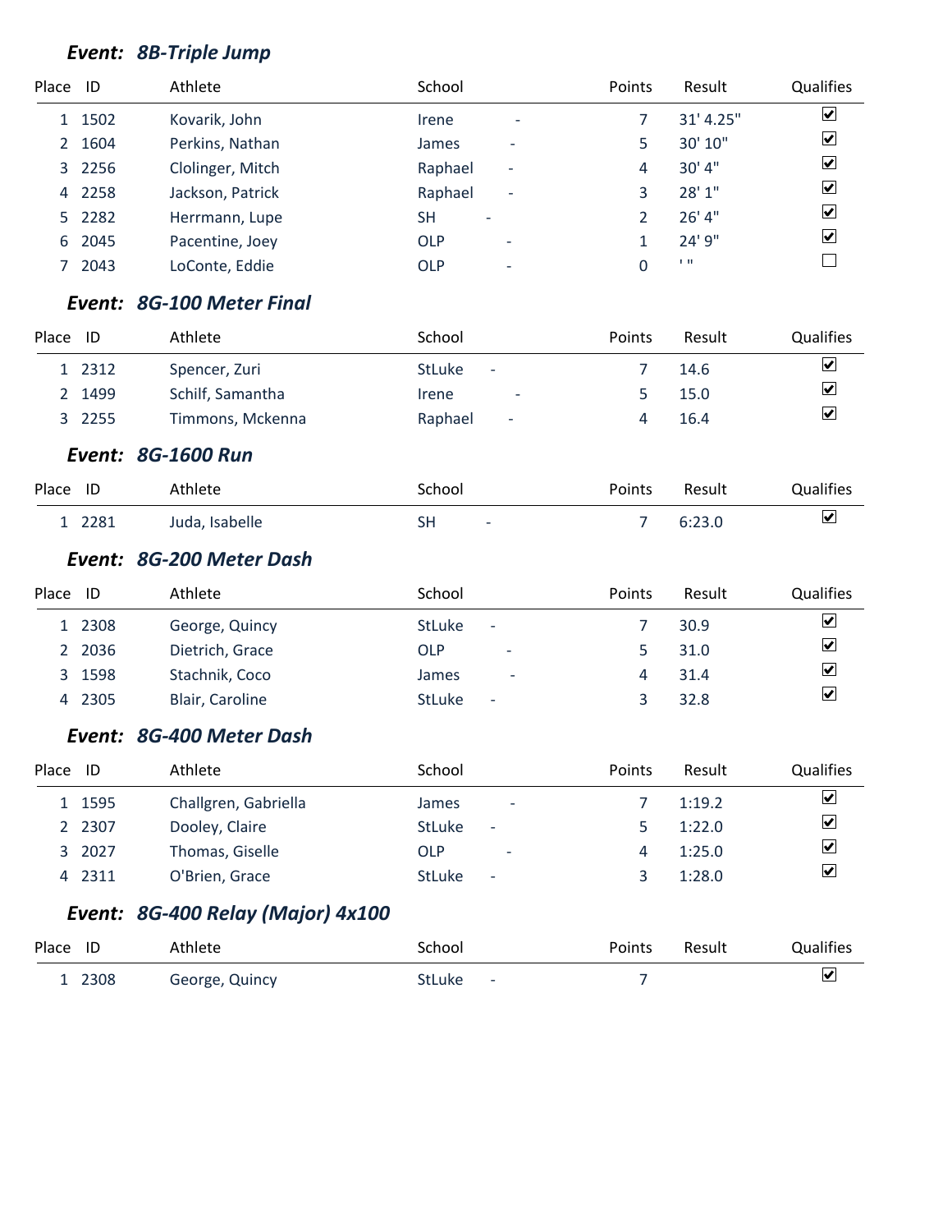### *Event: 8B-Triple Jump*

| Place | ID | Athlete | School | | Points | Result | Qualifies |
|---|---|---|---|---|---|---|---|
| 1 | 1502 | Kovarik, John | Irene | - | 7 | 31' 4.25" | ☑ |
| 2 | 1604 | Perkins, Nathan | James | - | 5 | 30' 10" | ☑ |
| 3 | 2256 | Clolinger, Mitch | Raphael | - | 4 | 30' 4" | ☑ |
| 4 | 2258 | Jackson, Patrick | Raphael | - | 3 | 28' 1" | ☑ |
| 5 | 2282 | Herrmann, Lupe | SH | - | 2 | 26' 4" | ☑ |
| 6 | 2045 | Pacentine, Joey | OLP | - | 1 | 24' 9" | ☑ |
| 7 | 2043 | LoConte, Eddie | OLP | - | 0 | ' " | ☐ |

### *Event: 8G-100 Meter Final*

| Place | ID | Athlete | School | | Points | Result | Qualifies |
|---|---|---|---|---|---|---|---|
| 1 | 2312 | Spencer, Zuri | StLuke | - | 7 | 14.6 | ☑ |
| 2 | 1499 | Schif, Samantha | Irene | - | 5 | 15.0 | ☑ |
| 3 | 2255 | Timmons, Mckenna | Raphael | - | 4 | 16.4 | ☑ |

### *Event: 8G-1600 Run*

| Place | ID | Athlete | School | | Points | Result | Qualifies |
|---|---|---|---|---|---|---|---|
| 1 | 2281 | Juda, Isabelle | SH | - | 7 | 6:23.0 | ☑ |

### *Event: 8G-200 Meter Dash*

| Place | ID | Athlete | School | | Points | Result | Qualifies |
|---|---|---|---|---|---|---|---|
| 1 | 2308 | George, Quincy | StLuke | - | 7 | 30.9 | ☑ |
| 2 | 2036 | Dietrich, Grace | OLP | - | 5 | 31.0 | ☑ |
| 3 | 1598 | Stachnik, Coco | James | - | 4 | 31.4 | ☑ |
| 4 | 2305 | Blair, Caroline | StLuke | - | 3 | 32.8 | ☑ |

### *Event: 8G-400 Meter Dash*

| Place | ID | Athlete | School | | Points | Result | Qualifies |
|---|---|---|---|---|---|---|---|
| 1 | 1595 | Challgren, Gabriella | James | - | 7 | 1:19.2 | ☑ |
| 2 | 2307 | Dooley, Claire | StLuke | - | 5 | 1:22.0 | ☑ |
| 3 | 2027 | Thomas, Giselle | OLP | - | 4 | 1:25.0 | ☑ |
| 4 | 2311 | O'Brien, Grace | StLuke | - | 3 | 1:28.0 | ☑ |

### *Event: 8G-400 Relay (Major) 4x100*

| Place | ID | Athlete | School | | Points | Result | Qualifies |
|---|---|---|---|---|---|---|---|
| 1 | 2308 | George, Quincy | StLuke | - | 7 | | ☑ |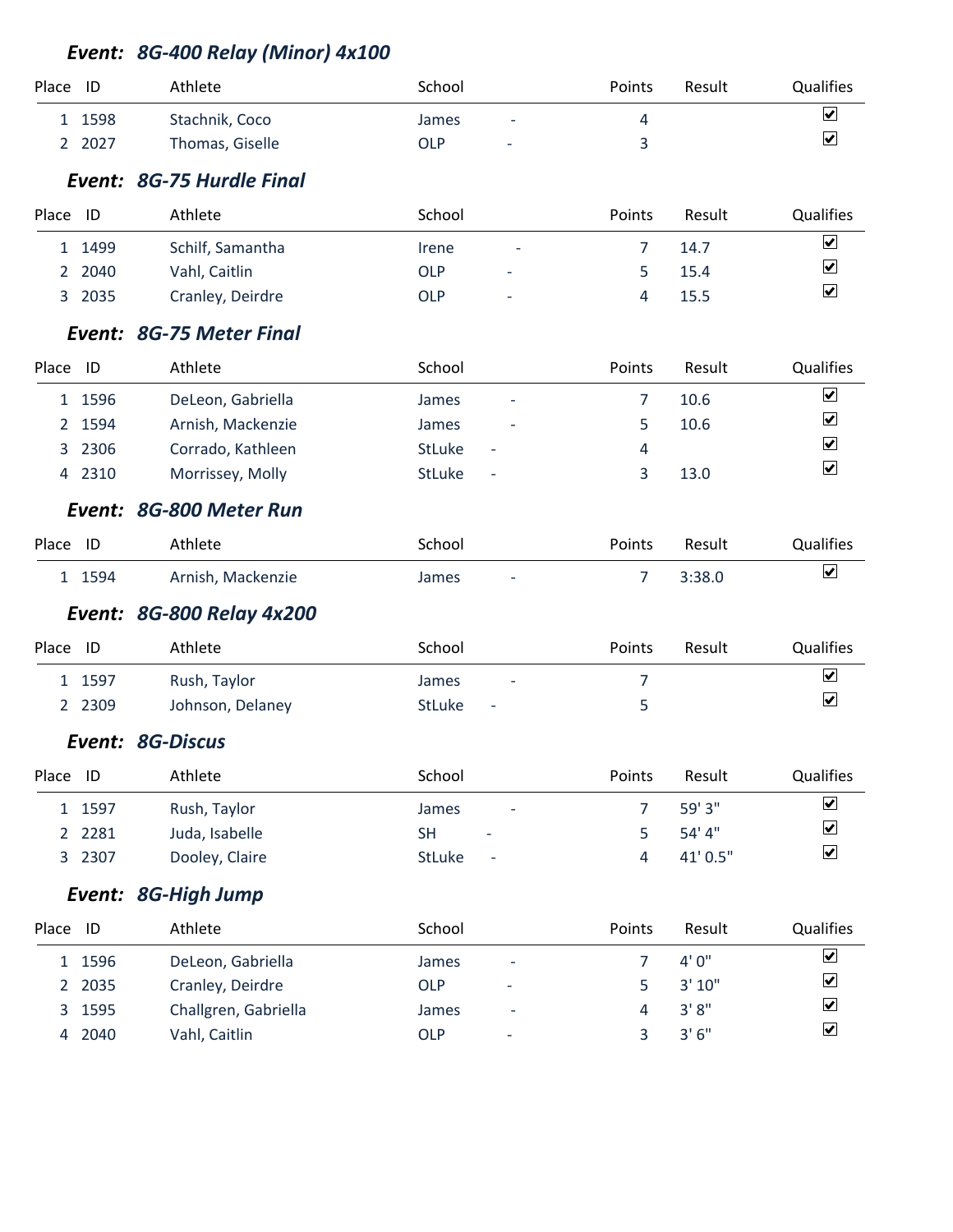### *Event: 8G-400 Relay (Minor) 4x100*

| Place | ID | Athlete | School | | Points | Result | Qualifies |
|---|---|---|---|---|---|---|---|
| 1 | 1598 | Stachnik, Coco | James | - | 4 | | ☑ |
| 2 | 2027 | Thomas, Giselle | OLP | - | 3 | | ☑ |

### *Event: 8G-75 Hurdle Final*

| Place | ID | Athlete | School | | Points | Result | Qualifies |
|---|---|---|---|---|---|---|---|
| 1 | 1499 | Schilf, Samantha | Irene | - | 7 | 14.7 | ☑ |
| 2 | 2040 | Vahl, Caitlin | OLP | - | 5 | 15.4 | ☑ |
| 3 | 2035 | Cranley, Deirdre | OLP | - | 4 | 15.5 | ☑ |

### *Event: 8G-75 Meter Final*

| Place | ID | Athlete | School | | Points | Result | Qualifies |
|---|---|---|---|---|---|---|---|
| 1 | 1596 | DeLeon, Gabriella | James | - | 7 | 10.6 | ☑ |
| 2 | 1594 | Arnish, Mackenzie | James | - | 5 | 10.6 | ☑ |
| 3 | 2306 | Corrado, Kathleen | StLuke | - | 4 | | ☑ |
| 4 | 2310 | Morrissey, Molly | StLuke | - | 3 | 13.0 | ☑ |

### *Event: 8G-800 Meter Run*

| Place | ID | Athlete | School | | Points | Result | Qualifies |
|---|---|---|---|---|---|---|---|
| 1 | 1594 | Arnish, Mackenzie | James | - | 7 | 3:38.0 | ☑ |

### *Event: 8G-800 Relay 4x200*

| Place | ID | Athlete | School | | Points | Result | Qualifies |
|---|---|---|---|---|---|---|---|
| 1 | 1597 | Rush, Taylor | James | - | 7 | | ☑ |
| 2 | 2309 | Johnson, Delaney | StLuke | - | 5 | | ☑ |

### *Event: 8G-Discus*

| Place | ID | Athlete | School | | Points | Result | Qualifies |
|---|---|---|---|---|---|---|---|
| 1 | 1597 | Rush, Taylor | James | - | 7 | 59' 3" | ☑ |
| 2 | 2281 | Juda, Isabelle | SH | - | 5 | 54' 4" | ☑ |
| 3 | 2307 | Dooley, Claire | StLuke | - | 4 | 41' 0.5" | ☑ |

### *Event: 8G-High Jump*

| Place | ID | Athlete | School | | Points | Result | Qualifies |
|---|---|---|---|---|---|---|---|
| 1 | 1596 | DeLeon, Gabriella | James | - | 7 | 4' 0" | ☑ |
| 2 | 2035 | Cranley, Deirdre | OLP | - | 5 | 3' 10" | ☑ |
| 3 | 1595 | Challgren, Gabriella | James | - | 4 | 3' 8" | ☑ |
| 4 | 2040 | Vahl, Caitlin | OLP | - | 3 | 3' 6" | ☑ |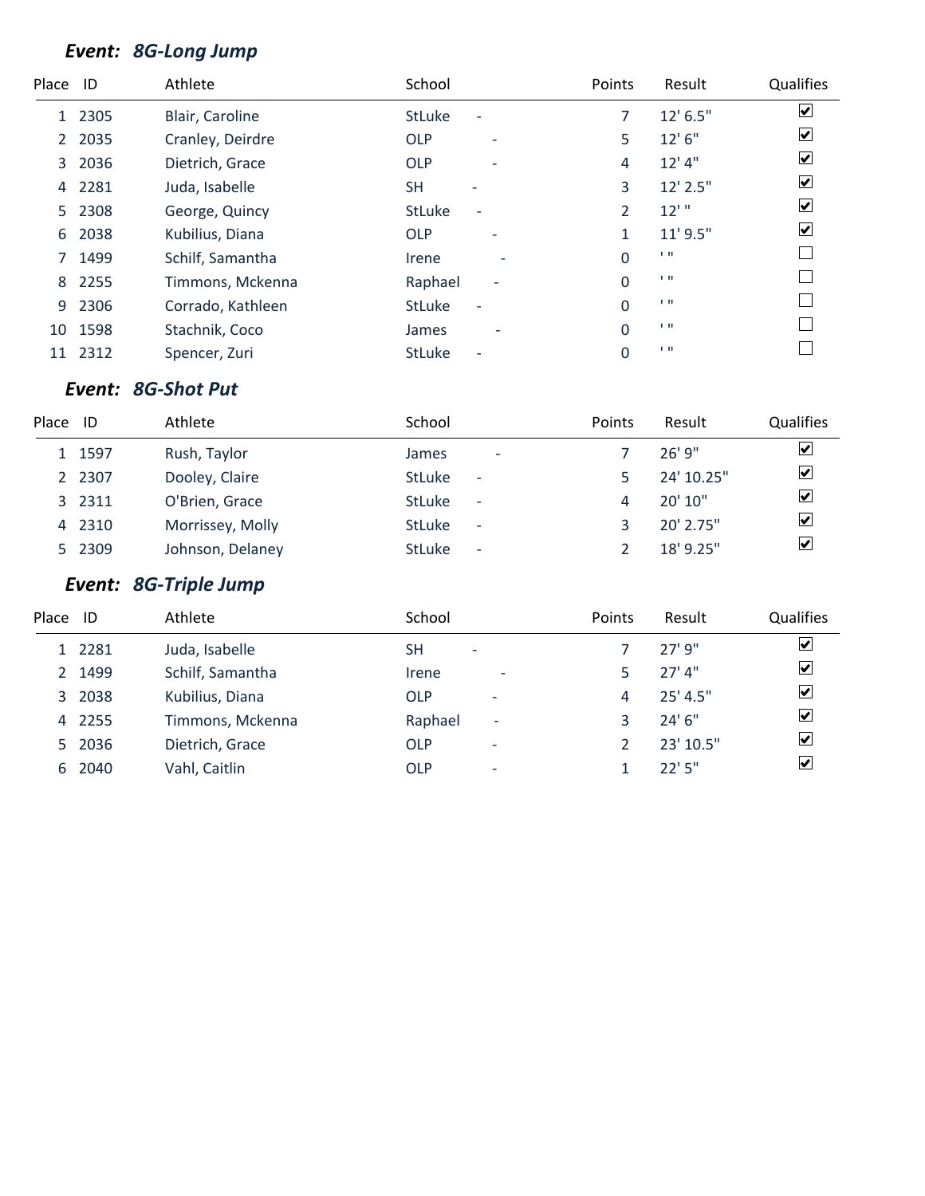### *Event: 8G-Long Jump*

| Place | ID | Athlete | School | | Points | Result | Qualifies |
|---|---|---|---|---|---|---|---|
| 1 | 2305 | Blair, Caroline | StLuke | - | 7 | 12' 6.5" | ☑ |
| 2 | 2035 | Cranley, Deirdre | OLP | - | 5 | 12' 6" | ☑ |
| 3 | 2036 | Dietrich, Grace | OLP | - | 4 | 12' 4" | ☑ |
| 4 | 2281 | Juda, Isabelle | SH | - | 3 | 12' 2.5" | ☑ |
| 5 | 2308 | George, Quincy | StLuke | - | 2 | 12' " | ☑ |
| 6 | 2038 | Kubilius, Diana | OLP | - | 1 | 11' 9.5" | ☑ |
| 7 | 1499 | Schilf, Samantha | Irene | - | 0 | ' " | ☐ |
| 8 | 2255 | Timmons, Mckenna | Raphael | - | 0 | ' " | ☐ |
| 9 | 2306 | Corrado, Kathleen | StLuke | - | 0 | ' " | ☐ |
| 10 | 1598 | Stachnik, Coco | James | - | 0 | ' " | ☐ |
| 11 | 2312 | Spencer, Zuri | StLuke | - | 0 | ' " | ☐ |

### *Event: 8G-Shot Put*

| Place | ID | Athlete | School | | Points | Result | Qualifies |
|---|---|---|---|---|---|---|---|
| 1 | 1597 | Rush, Taylor | James | - | 7 | 26' 9" | ☑ |
| 2 | 2307 | Dooley, Claire | StLuke | - | 5 | 24' 10.25" | ☑ |
| 3 | 2311 | O'Brien, Grace | StLuke | - | 4 | 20' 10" | ☑ |
| 4 | 2310 | Morrissey, Molly | StLuke | - | 3 | 20' 2.75" | ☑ |
| 5 | 2309 | Johnson, Delaney | StLuke | - | 2 | 18' 9.25" | ☑ |

### *Event: 8G-Triple Jump*

| Place | ID | Athlete | School | | Points | Result | Qualifies |
|---|---|---|---|---|---|---|---|
| 1 | 2281 | Juda, Isabelle | SH | - | 7 | 27' 9" | ☑ |
| 2 | 1499 | Schilf, Samantha | Irene | - | 5 | 27' 4" | ☑ |
| 3 | 2038 | Kubilius, Diana | OLP | - | 4 | 25' 4.5" | ☑ |
| 4 | 2255 | Timmons, Mckenna | Raphael | - | 3 | 24' 6" | ☑ |
| 5 | 2036 | Dietrich, Grace | OLP | - | 2 | 23' 10.5" | ☑ |
| 6 | 2040 | Vahl, Caitlin | OLP | - | 1 | 22' 5" | ☑ |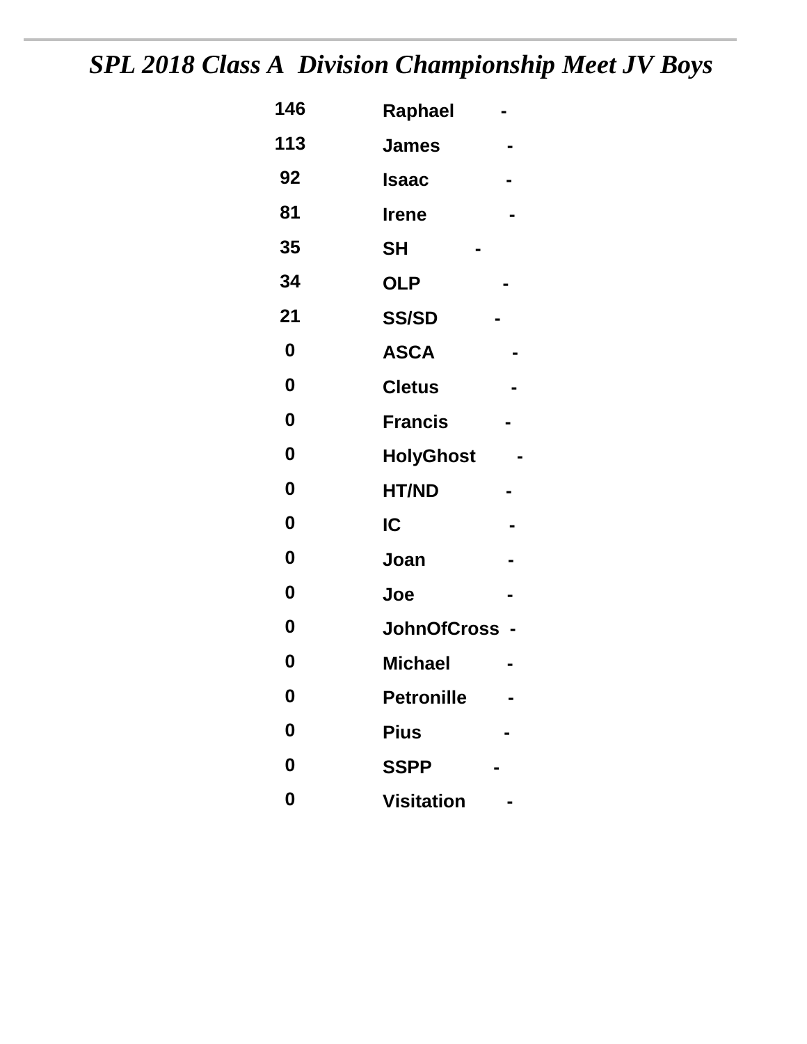# *SPL 2018 Class A Division Championship Meet JV Boys*

| | |
|---|---|
| 146 | Raphael - |
| 113 | James - |
| 92 | Isaac - |
| 81 | Irene - |
| 35 | SH - |
| 34 | OLP - |
| 21 | SS/SD - |
| 0 | ASCA - |
| 0 | Cletus - |
| 0 | Francis - |
| 0 | HolyGhost - |
| 0 | HT/ND - |
| 0 | IC - |
| 0 | Joan - |
| 0 | Joe - |
| 0 | JohnOfCross - |
| 0 | Michael - |
| 0 | Petronille - |
| 0 | Pius - |
| 0 | SSPP - |
| 0 | Visitation - |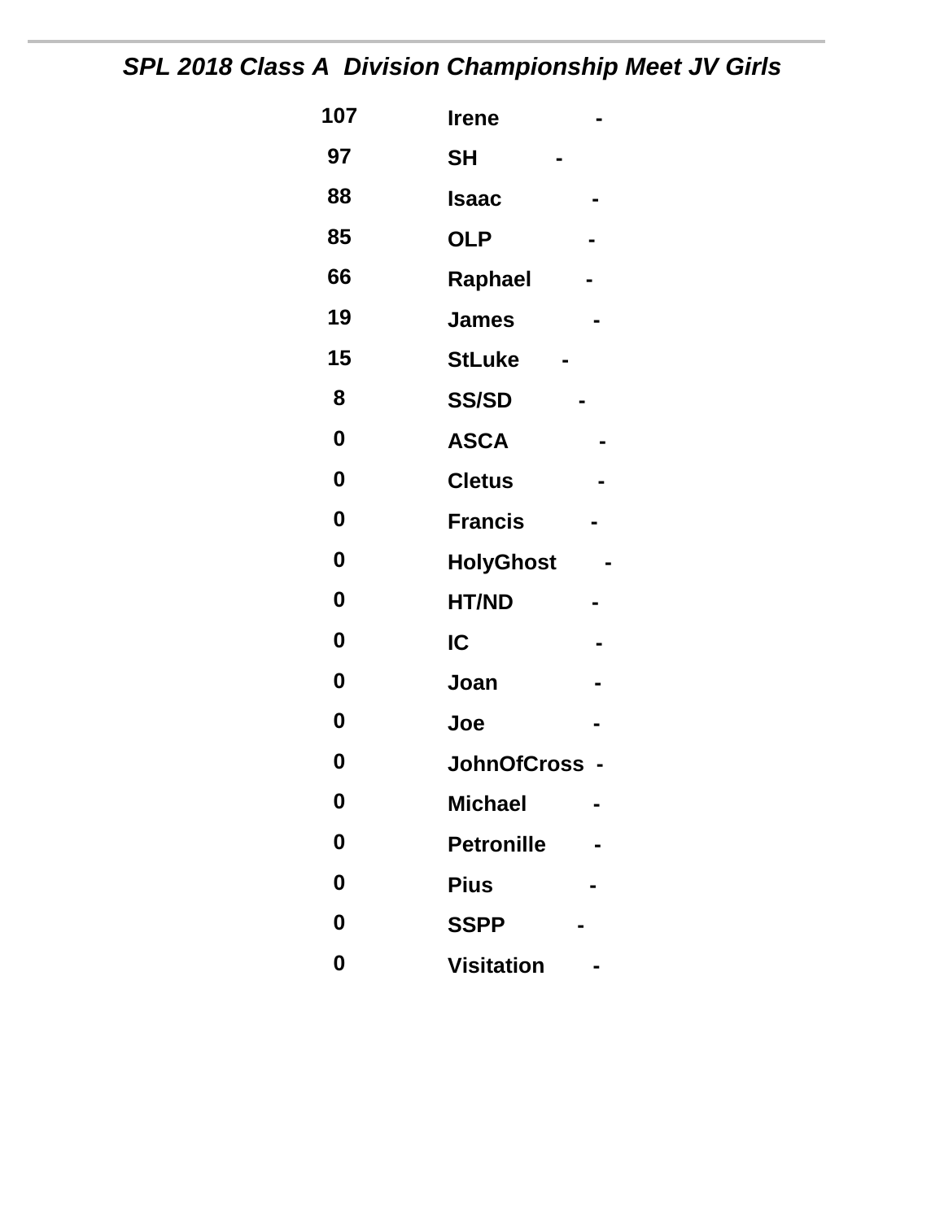## *SPL 2018 Class A Division Championship Meet JV Girls*

| | |
|---|---|
| 107 | Irene - |
| 97 | SH - |
| 88 | Isaac - |
| 85 | OLP - |
| 66 | Raphael - |
| 19 | James - |
| 15 | StLuke - |
| 8 | SS/SD - |
| 0 | ASCA - |
| 0 | Cletus - |
| 0 | Francis - |
| 0 | HolyGhost - |
| 0 | HT/ND - |
| 0 | IC - |
| 0 | Joan - |
| 0 | Joe - |
| 0 | JohnOfCross - |
| 0 | Michael - |
| 0 | Petronille - |
| 0 | Pius - |
| 0 | SSPP - |
| 0 | Visitation - |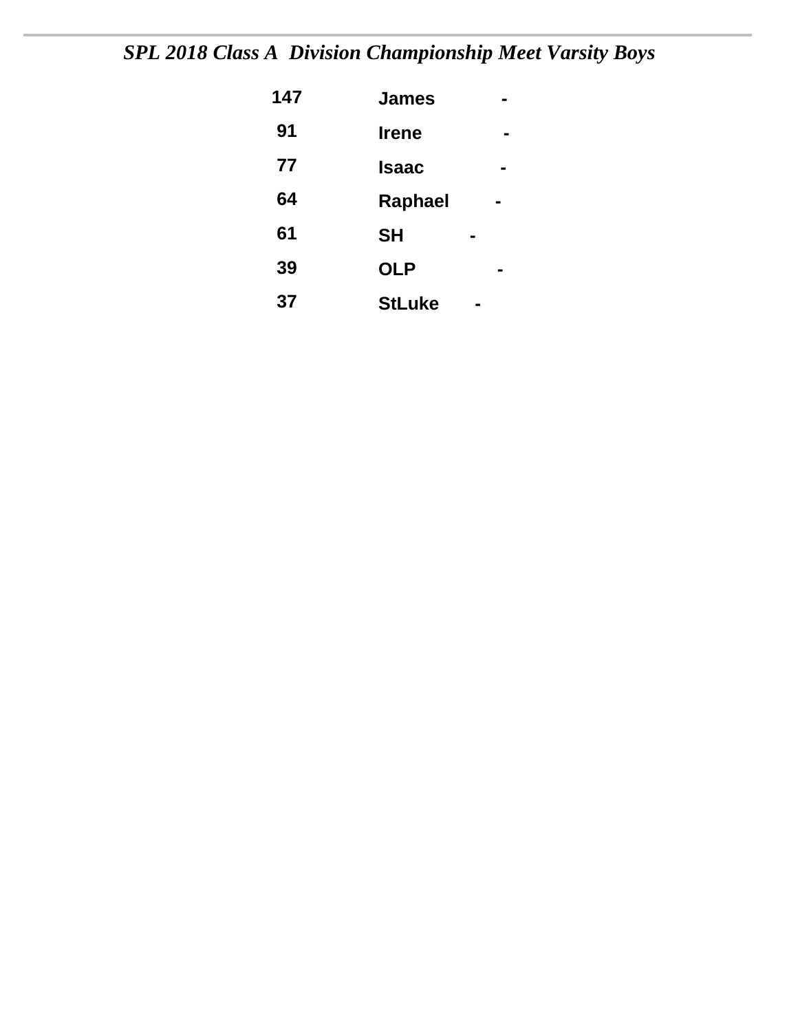*SPL 2018 Class A  Division Championship Meet Varsity Boys*

| | |
|---|---|
| **147** | **James -** |
| **91** | **Irene -** |
| **77** | **Isaac -** |
| **64** | **Raphael -** |
| **61** | **SH -** |
| **39** | **OLP -** |
| **37** | **StLuke -** |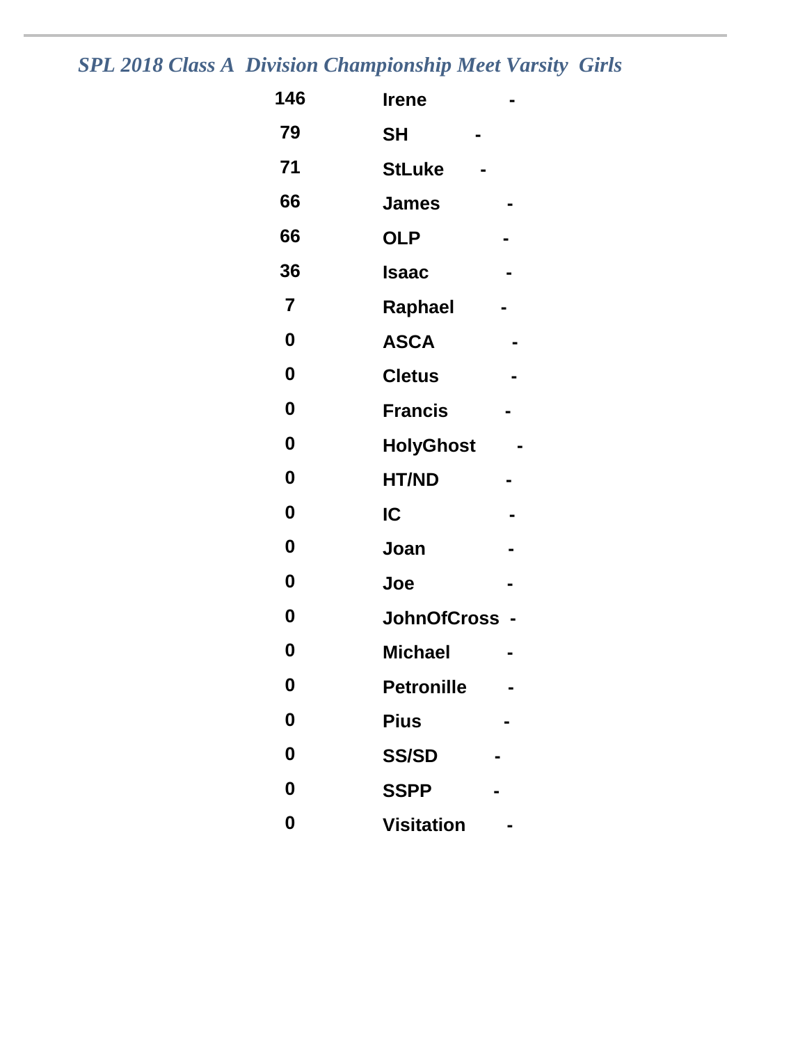*SPL 2018 Class A Division Championship Meet Varsity Girls*

| | | |
|---|---|---|
| 146 | Irene | - |
| 79 | SH | - |
| 71 | StLuke | - |
| 66 | James | - |
| 66 | OLP | - |
| 36 | Isaac | - |
| 7 | Raphael | - |
| 0 | ASCA | - |
| 0 | Cletus | - |
| 0 | Francis | - |
| 0 | HolyGhost | - |
| 0 | HT/ND | - |
| 0 | IC | - |
| 0 | Joan | - |
| 0 | Joe | - |
| 0 | JohnOfCross | - |
| 0 | Michael | - |
| 0 | Petronille | - |
| 0 | Pius | - |
| 0 | SS/SD | - |
| 0 | SSPP | - |
| 0 | Visitation | - |